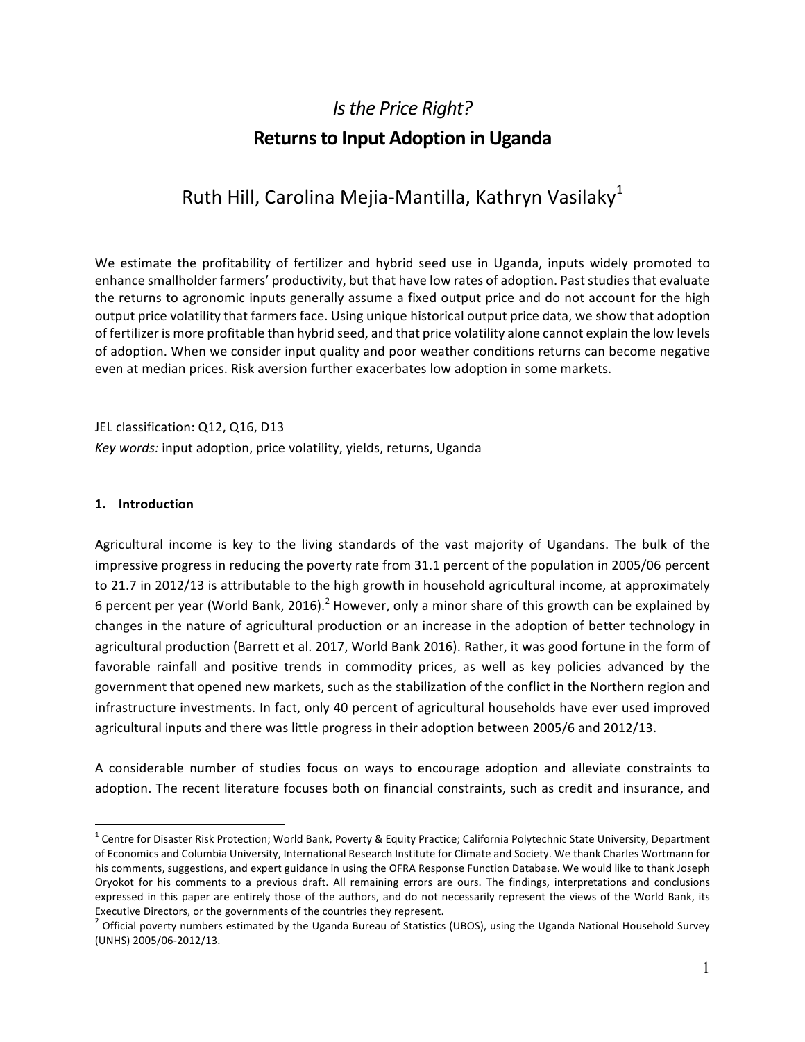# *Is the Price Right?*
# Returns to Input Adoption in Uganda

Ruth Hill, Carolina Mejia-Mantilla, Kathryn Vasilaky[1]

We estimate the profitability of fertilizer and hybrid seed use in Uganda, inputs widely promoted to enhance smallholder farmers' productivity, but that have low rates of adoption. Past studies that evaluate the returns to agronomic inputs generally assume a fixed output price and do not account for the high output price volatility that farmers face. Using unique historical output price data, we show that adoption of fertilizer is more profitable than hybrid seed, and that price volatility alone cannot explain the low levels of adoption. When we consider input quality and poor weather conditions returns can become negative even at median prices. Risk aversion further exacerbates low adoption in some markets.

JEL classification: Q12, Q16, D13

*Key words:* input adoption, price volatility, yields, returns, Uganda

## 1. Introduction

Agricultural income is key to the living standards of the vast majority of Ugandans. The bulk of the impressive progress in reducing the poverty rate from 31.1 percent of the population in 2005/06 percent to 21.7 in 2012/13 is attributable to the high growth in household agricultural income, at approximately 6 percent per year (World Bank, 2016).[2] However, only a minor share of this growth can be explained by changes in the nature of agricultural production or an increase in the adoption of better technology in agricultural production (Barrett et al. 2017, World Bank 2016). Rather, it was good fortune in the form of favorable rainfall and positive trends in commodity prices, as well as key policies advanced by the government that opened new markets, such as the stabilization of the conflict in the Northern region and infrastructure investments. In fact, only 40 percent of agricultural households have ever used improved agricultural inputs and there was little progress in their adoption between 2005/6 and 2012/13.

A considerable number of studies focus on ways to encourage adoption and alleviate constraints to adoption. The recent literature focuses both on financial constraints, such as credit and insurance, and

---

[1] Centre for Disaster Risk Protection; World Bank, Poverty & Equity Practice; California Polytechnic State University, Department of Economics and Columbia University, International Research Institute for Climate and Society. We thank Charles Wortmann for his comments, suggestions, and expert guidance in using the OFRA Response Function Database. We would like to thank Joseph Oryokot for his comments to a previous draft. All remaining errors are ours. The findings, interpretations and conclusions expressed in this paper are entirely those of the authors, and do not necessarily represent the views of the World Bank, its Executive Directors, or the governments of the countries they represent.

[2] Official poverty numbers estimated by the Uganda Bureau of Statistics (UBOS), using the Uganda National Household Survey (UNHS) 2005/06-2012/13.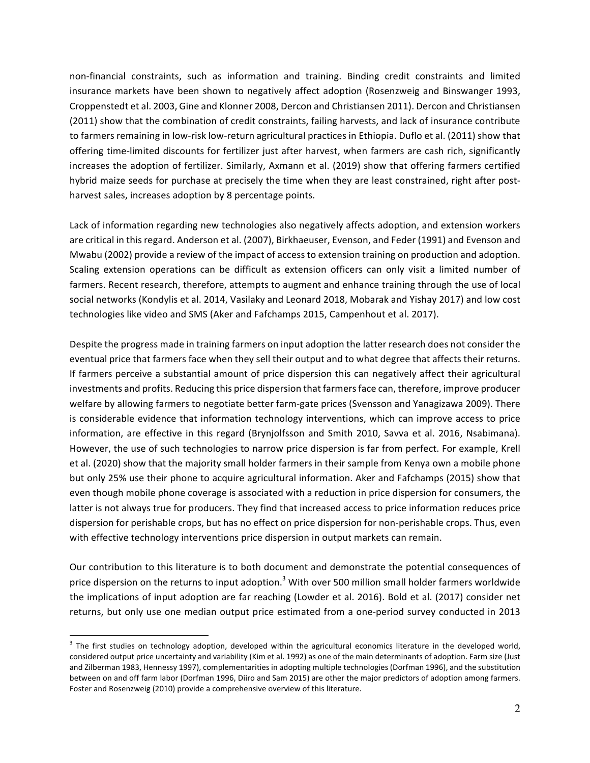non-financial constraints, such as information and training. Binding credit constraints and limited insurance markets have been shown to negatively affect adoption (Rosenzweig and Binswanger 1993, Croppenstedt et al. 2003, Gine and Klonner 2008, Dercon and Christiansen 2011). Dercon and Christiansen (2011) show that the combination of credit constraints, failing harvests, and lack of insurance contribute to farmers remaining in low-risk low-return agricultural practices in Ethiopia. Duflo et al. (2011) show that offering time-limited discounts for fertilizer just after harvest, when farmers are cash rich, significantly increases the adoption of fertilizer. Similarly, Axmann et al. (2019) show that offering farmers certified hybrid maize seeds for purchase at precisely the time when they are least constrained, right after post-harvest sales, increases adoption by 8 percentage points.

Lack of information regarding new technologies also negatively affects adoption, and extension workers are critical in this regard. Anderson et al. (2007), Birkhaeuser, Evenson, and Feder (1991) and Evenson and Mwabu (2002) provide a review of the impact of access to extension training on production and adoption. Scaling extension operations can be difficult as extension officers can only visit a limited number of farmers. Recent research, therefore, attempts to augment and enhance training through the use of local social networks (Kondylis et al. 2014, Vasilaky and Leonard 2018, Mobarak and Yishay 2017) and low cost technologies like video and SMS (Aker and Fafchamps 2015, Campenhout et al. 2017).

Despite the progress made in training farmers on input adoption the latter research does not consider the eventual price that farmers face when they sell their output and to what degree that affects their returns. If farmers perceive a substantial amount of price dispersion this can negatively affect their agricultural investments and profits. Reducing this price dispersion that farmers face can, therefore, improve producer welfare by allowing farmers to negotiate better farm-gate prices (Svensson and Yanagizawa 2009). There is considerable evidence that information technology interventions, which can improve access to price information, are effective in this regard (Brynjolfsson and Smith 2010, Savva et al. 2016, Nsabimana). However, the use of such technologies to narrow price dispersion is far from perfect. For example, Krell et al. (2020) show that the majority small holder farmers in their sample from Kenya own a mobile phone but only 25% use their phone to acquire agricultural information. Aker and Fafchamps (2015) show that even though mobile phone coverage is associated with a reduction in price dispersion for consumers, the latter is not always true for producers. They find that increased access to price information reduces price dispersion for perishable crops, but has no effect on price dispersion for non-perishable crops. Thus, even with effective technology interventions price dispersion in output markets can remain.

Our contribution to this literature is to both document and demonstrate the potential consequences of price dispersion on the returns to input adoption.[3] With over 500 million small holder farmers worldwide the implications of input adoption are far reaching (Lowder et al. 2016). Bold et al. (2017) consider net returns, but only use one median output price estimated from a one-period survey conducted in 2013

[3] The first studies on technology adoption, developed within the agricultural economics literature in the developed world, considered output price uncertainty and variability (Kim et al. 1992) as one of the main determinants of adoption. Farm size (Just and Zilberman 1983, Hennessy 1997), complementarities in adopting multiple technologies (Dorfman 1996), and the substitution between on and off farm labor (Dorfman 1996, Diiro and Sam 2015) are other the major predictors of adoption among farmers. Foster and Rosenzweig (2010) provide a comprehensive overview of this literature.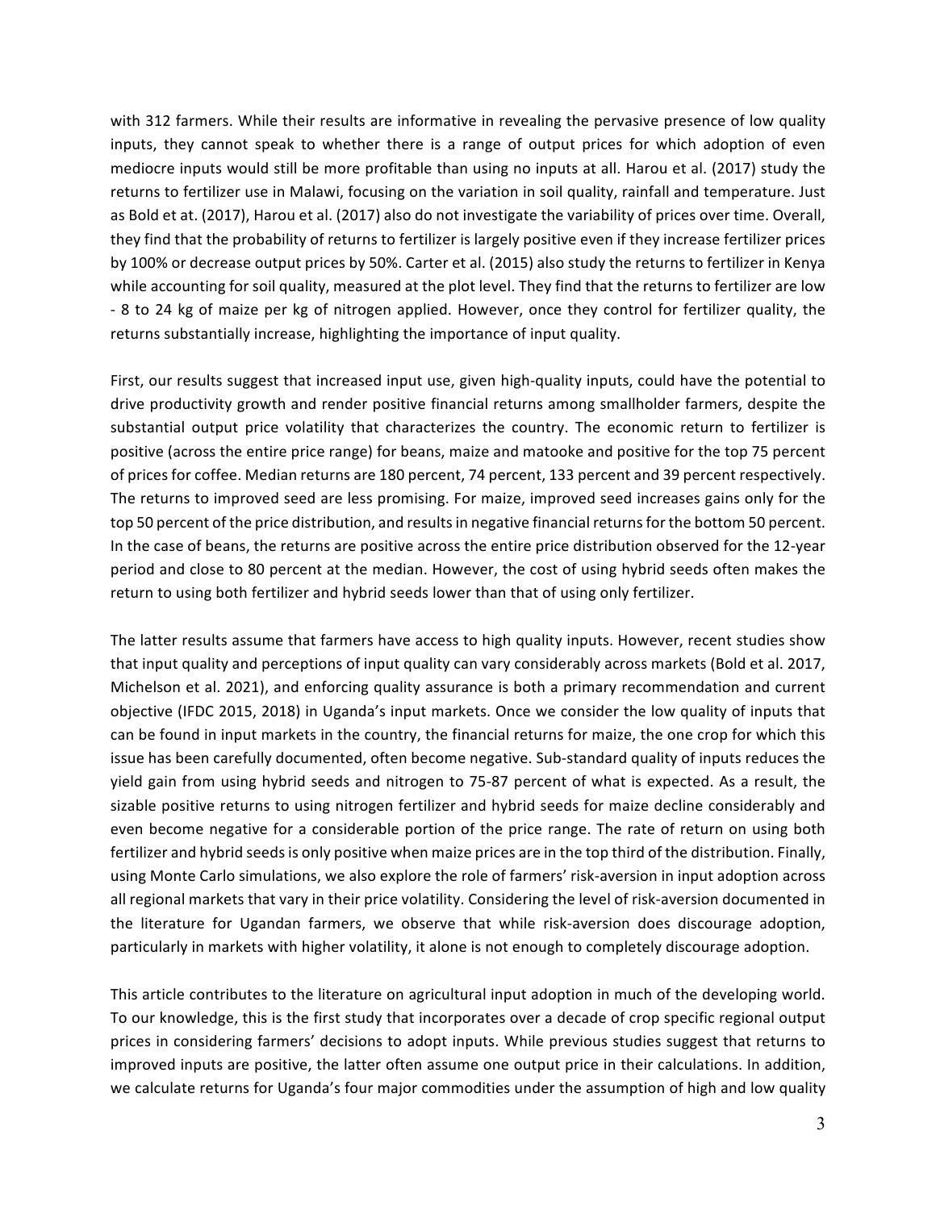with 312 farmers. While their results are informative in revealing the pervasive presence of low quality inputs, they cannot speak to whether there is a range of output prices for which adoption of even mediocre inputs would still be more profitable than using no inputs at all. Harou et al. (2017) study the returns to fertilizer use in Malawi, focusing on the variation in soil quality, rainfall and temperature. Just as Bold et at. (2017), Harou et al. (2017) also do not investigate the variability of prices over time. Overall, they find that the probability of returns to fertilizer is largely positive even if they increase fertilizer prices by 100% or decrease output prices by 50%. Carter et al. (2015) also study the returns to fertilizer in Kenya while accounting for soil quality, measured at the plot level. They find that the returns to fertilizer are low - 8 to 24 kg of maize per kg of nitrogen applied. However, once they control for fertilizer quality, the returns substantially increase, highlighting the importance of input quality.

First, our results suggest that increased input use, given high-quality inputs, could have the potential to drive productivity growth and render positive financial returns among smallholder farmers, despite the substantial output price volatility that characterizes the country. The economic return to fertilizer is positive (across the entire price range) for beans, maize and matooke and positive for the top 75 percent of prices for coffee. Median returns are 180 percent, 74 percent, 133 percent and 39 percent respectively. The returns to improved seed are less promising. For maize, improved seed increases gains only for the top 50 percent of the price distribution, and results in negative financial returns for the bottom 50 percent. In the case of beans, the returns are positive across the entire price distribution observed for the 12-year period and close to 80 percent at the median. However, the cost of using hybrid seeds often makes the return to using both fertilizer and hybrid seeds lower than that of using only fertilizer.

The latter results assume that farmers have access to high quality inputs. However, recent studies show that input quality and perceptions of input quality can vary considerably across markets (Bold et al. 2017, Michelson et al. 2021), and enforcing quality assurance is both a primary recommendation and current objective (IFDC 2015, 2018) in Uganda's input markets. Once we consider the low quality of inputs that can be found in input markets in the country, the financial returns for maize, the one crop for which this issue has been carefully documented, often become negative. Sub-standard quality of inputs reduces the yield gain from using hybrid seeds and nitrogen to 75-87 percent of what is expected. As a result, the sizable positive returns to using nitrogen fertilizer and hybrid seeds for maize decline considerably and even become negative for a considerable portion of the price range. The rate of return on using both fertilizer and hybrid seeds is only positive when maize prices are in the top third of the distribution. Finally, using Monte Carlo simulations, we also explore the role of farmers' risk-aversion in input adoption across all regional markets that vary in their price volatility. Considering the level of risk-aversion documented in the literature for Ugandan farmers, we observe that while risk-aversion does discourage adoption, particularly in markets with higher volatility, it alone is not enough to completely discourage adoption.

This article contributes to the literature on agricultural input adoption in much of the developing world. To our knowledge, this is the first study that incorporates over a decade of crop specific regional output prices in considering farmers' decisions to adopt inputs. While previous studies suggest that returns to improved inputs are positive, the latter often assume one output price in their calculations. In addition, we calculate returns for Uganda's four major commodities under the assumption of high and low quality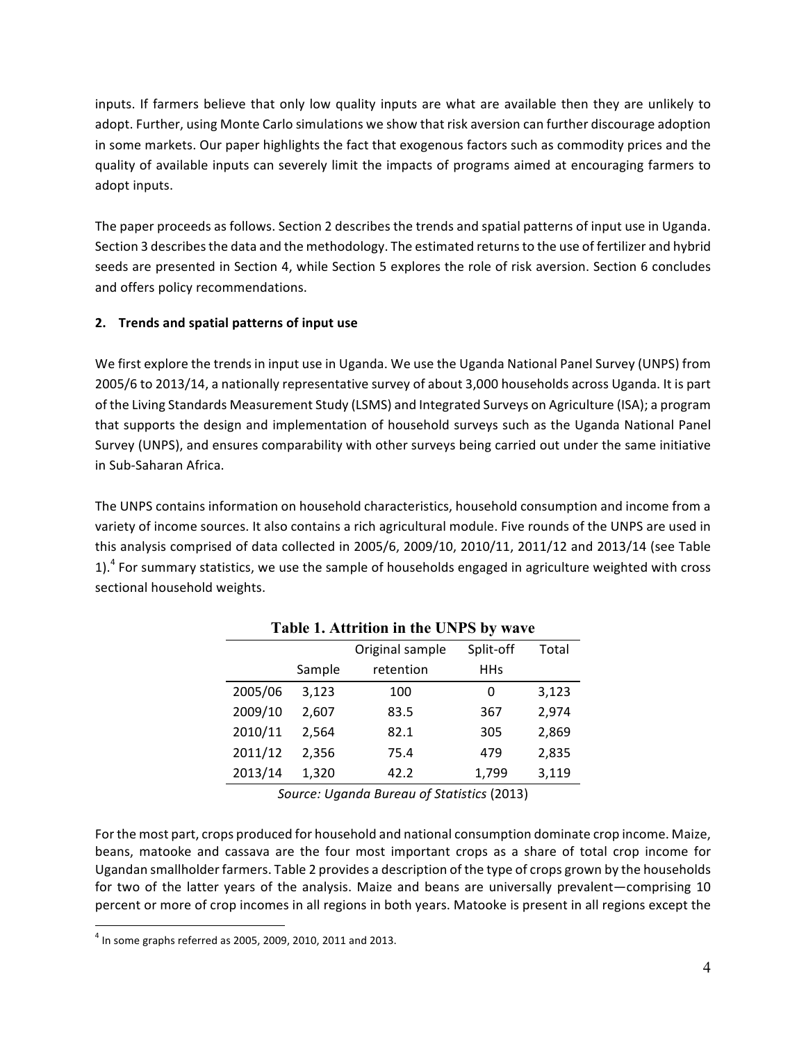inputs. If farmers believe that only low quality inputs are what are available then they are unlikely to adopt. Further, using Monte Carlo simulations we show that risk aversion can further discourage adoption in some markets. Our paper highlights the fact that exogenous factors such as commodity prices and the quality of available inputs can severely limit the impacts of programs aimed at encouraging farmers to adopt inputs.

The paper proceeds as follows. Section 2 describes the trends and spatial patterns of input use in Uganda. Section 3 describes the data and the methodology. The estimated returns to the use of fertilizer and hybrid seeds are presented in Section 4, while Section 5 explores the role of risk aversion. Section 6 concludes and offers policy recommendations.

## 2. Trends and spatial patterns of input use

We first explore the trends in input use in Uganda. We use the Uganda National Panel Survey (UNPS) from 2005/6 to 2013/14, a nationally representative survey of about 3,000 households across Uganda. It is part of the Living Standards Measurement Study (LSMS) and Integrated Surveys on Agriculture (ISA); a program that supports the design and implementation of household surveys such as the Uganda National Panel Survey (UNPS), and ensures comparability with other surveys being carried out under the same initiative in Sub-Saharan Africa.

The UNPS contains information on household characteristics, household consumption and income from a variety of income sources. It also contains a rich agricultural module. Five rounds of the UNPS are used in this analysis comprised of data collected in 2005/6, 2009/10, 2010/11, 2011/12 and 2013/14 (see Table 1).[4] For summary statistics, we use the sample of households engaged in agriculture weighted with cross sectional household weights.

**Table 1. Attrition in the UNPS by wave**

| | Sample | Original sample retention | Split-off HHs | Total |
|---|---|---|---|---|
| 2005/06 | 3,123 | 100 | 0 | 3,123 |
| 2009/10 | 2,607 | 83.5 | 367 | 2,974 |
| 2010/11 | 2,564 | 82.1 | 305 | 2,869 |
| 2011/12 | 2,356 | 75.4 | 479 | 2,835 |
| 2013/14 | 1,320 | 42.2 | 1,799 | 3,119 |

*Source: Uganda Bureau of Statistics* (2013)

For the most part, crops produced for household and national consumption dominate crop income. Maize, beans, matooke and cassava are the four most important crops as a share of total crop income for Ugandan smallholder farmers. Table 2 provides a description of the type of crops grown by the households for two of the latter years of the analysis. Maize and beans are universally prevalent—comprising 10 percent or more of crop incomes in all regions in both years. Matooke is present in all regions except the

[4] In some graphs referred as 2005, 2009, 2010, 2011 and 2013.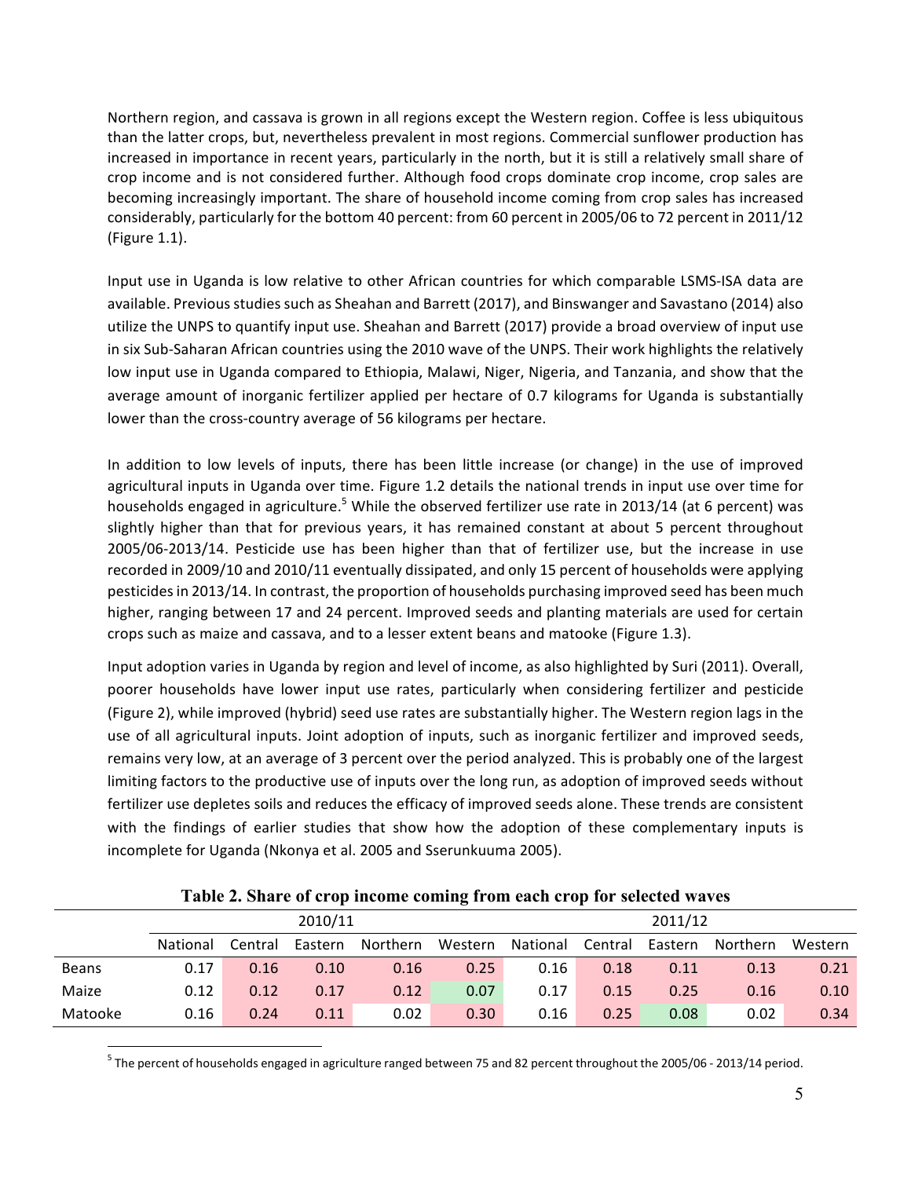Northern region, and cassava is grown in all regions except the Western region. Coffee is less ubiquitous than the latter crops, but, nevertheless prevalent in most regions. Commercial sunflower production has increased in importance in recent years, particularly in the north, but it is still a relatively small share of crop income and is not considered further. Although food crops dominate crop income, crop sales are becoming increasingly important. The share of household income coming from crop sales has increased considerably, particularly for the bottom 40 percent: from 60 percent in 2005/06 to 72 percent in 2011/12 (Figure 1.1).

Input use in Uganda is low relative to other African countries for which comparable LSMS-ISA data are available. Previous studies such as Sheahan and Barrett (2017), and Binswanger and Savastano (2014) also utilize the UNPS to quantify input use. Sheahan and Barrett (2017) provide a broad overview of input use in six Sub-Saharan African countries using the 2010 wave of the UNPS. Their work highlights the relatively low input use in Uganda compared to Ethiopia, Malawi, Niger, Nigeria, and Tanzania, and show that the average amount of inorganic fertilizer applied per hectare of 0.7 kilograms for Uganda is substantially lower than the cross-country average of 56 kilograms per hectare.

In addition to low levels of inputs, there has been little increase (or change) in the use of improved agricultural inputs in Uganda over time. Figure 1.2 details the national trends in input use over time for households engaged in agriculture.[5] While the observed fertilizer use rate in 2013/14 (at 6 percent) was slightly higher than that for previous years, it has remained constant at about 5 percent throughout 2005/06-2013/14. Pesticide use has been higher than that of fertilizer use, but the increase in use recorded in 2009/10 and 2010/11 eventually dissipated, and only 15 percent of households were applying pesticides in 2013/14. In contrast, the proportion of households purchasing improved seed has been much higher, ranging between 17 and 24 percent. Improved seeds and planting materials are used for certain crops such as maize and cassava, and to a lesser extent beans and matooke (Figure 1.3).

Input adoption varies in Uganda by region and level of income, as also highlighted by Suri (2011). Overall, poorer households have lower input use rates, particularly when considering fertilizer and pesticide (Figure 2), while improved (hybrid) seed use rates are substantially higher. The Western region lags in the use of all agricultural inputs. Joint adoption of inputs, such as inorganic fertilizer and improved seeds, remains very low, at an average of 3 percent over the period analyzed. This is probably one of the largest limiting factors to the productive use of inputs over the long run, as adoption of improved seeds without fertilizer use depletes soils and reduces the efficacy of improved seeds alone. These trends are consistent with the findings of earlier studies that show how the adoption of these complementary inputs is incomplete for Uganda (Nkonya et al. 2005 and Sserunkuuma 2005).

**Table 2. Share of crop income coming from each crop for selected waves**

| | 2010/11 | | | | | 2011/12 | | | | |
|---|---|---|---|---|---|---|---|---|---|---|
| | National | Central | Eastern | Northern | Western | National | Central | Eastern | Northern | Western |
| Beans | 0.17 | 0.16 | 0.10 | 0.16 | 0.25 | 0.16 | 0.18 | 0.11 | 0.13 | 0.21 |
| Maize | 0.12 | 0.12 | 0.17 | 0.12 | 0.07 | 0.17 | 0.15 | 0.25 | 0.16 | 0.10 |
| Matooke | 0.16 | 0.24 | 0.11 | 0.02 | 0.30 | 0.16 | 0.25 | 0.08 | 0.02 | 0.34 |

[5] The percent of households engaged in agriculture ranged between 75 and 82 percent throughout the 2005/06 - 2013/14 period.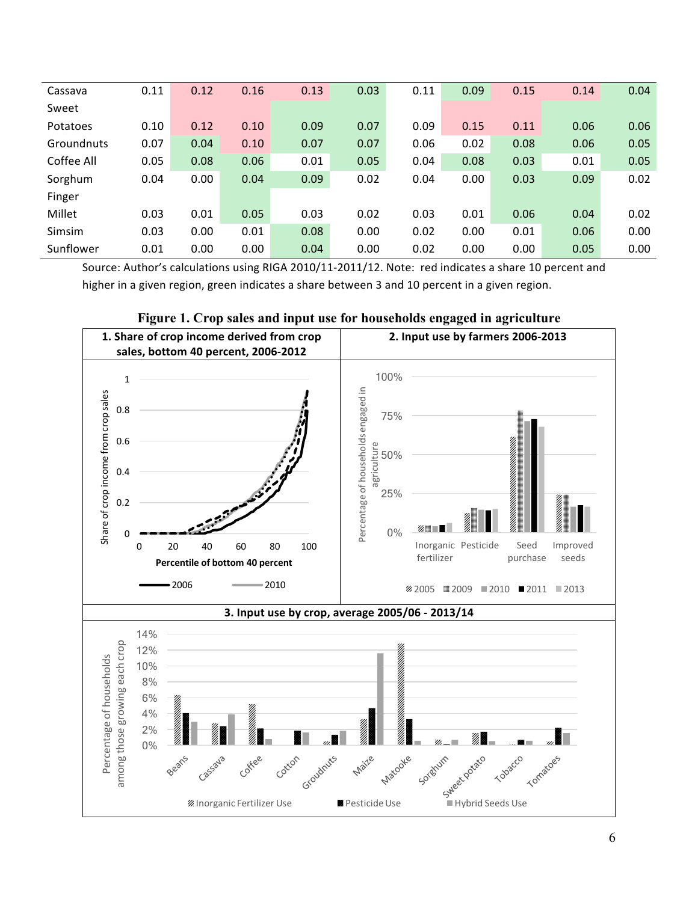| | | | | | | | | | | |
|---|---|---|---|---|---|---|---|---|---|---|
| Cassava | 0.11 | 0.12 | 0.16 | 0.13 | 0.03 | 0.11 | 0.09 | 0.15 | 0.14 | 0.04 |
| Sweet Potatoes | 0.10 | 0.12 | 0.10 | 0.09 | 0.07 | 0.09 | 0.15 | 0.11 | 0.06 | 0.06 |
| Groundnuts | 0.07 | 0.04 | 0.10 | 0.07 | 0.07 | 0.06 | 0.02 | 0.08 | 0.06 | 0.05 |
| Coffee All | 0.05 | 0.08 | 0.06 | 0.01 | 0.05 | 0.04 | 0.08 | 0.03 | 0.01 | 0.05 |
| Sorghum | 0.04 | 0.00 | 0.04 | 0.09 | 0.02 | 0.04 | 0.00 | 0.03 | 0.09 | 0.02 |
| Finger Millet | 0.03 | 0.01 | 0.05 | 0.03 | 0.02 | 0.03 | 0.01 | 0.06 | 0.04 | 0.02 |
| Simsim | 0.03 | 0.00 | 0.01 | 0.08 | 0.00 | 0.02 | 0.00 | 0.01 | 0.06 | 0.00 |
| Sunflower | 0.01 | 0.00 | 0.00 | 0.04 | 0.00 | 0.02 | 0.00 | 0.00 | 0.05 | 0.00 |

Source: Author's calculations using RIGA 2010/11-2011/12. Note: red indicates a share 10 percent and higher in a given region, green indicates a share between 3 and 10 percent in a given region.

**Figure 1. Crop sales and input use for households engaged in agriculture**

1. Share of crop income derived from crop sales, bottom 40 percent, 2006-2012

2. Input use by farmers 2006-2013

3. Input use by crop, average 2005/06 - 2013/14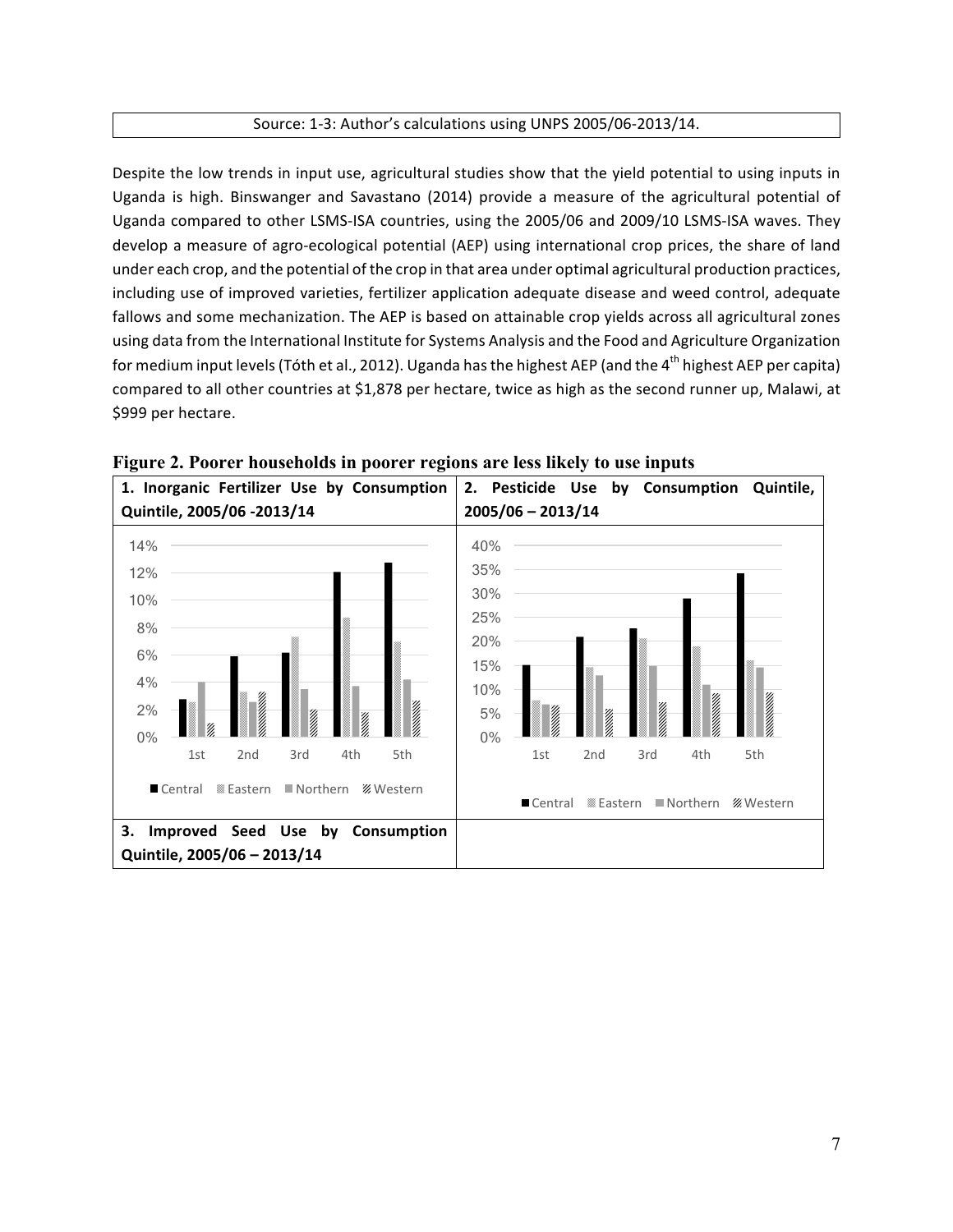| Source: 1-3: Author's calculations using UNPS 2005/06-2013/14. |
|---|

Despite the low trends in input use, agricultural studies show that the yield potential to using inputs in Uganda is high. Binswanger and Savastano (2014) provide a measure of the agricultural potential of Uganda compared to other LSMS-ISA countries, using the 2005/06 and 2009/10 LSMS-ISA waves. They develop a measure of agro-ecological potential (AEP) using international crop prices, the share of land under each crop, and the potential of the crop in that area under optimal agricultural production practices, including use of improved varieties, fertilizer application adequate disease and weed control, adequate fallows and some mechanization. The AEP is based on attainable crop yields across all agricultural zones using data from the International Institute for Systems Analysis and the Food and Agriculture Organization for medium input levels (Tóth et al., 2012). Uganda has the highest AEP (and the 4th highest AEP per capita) compared to all other countries at $1,878 per hectare, twice as high as the second runner up, Malawi, at $999 per hectare.

**Figure 2. Poorer households in poorer regions are less likely to use inputs**

| **1. Inorganic Fertilizer Use by Consumption Quintile, 2005/06 -2013/14** | **2. Pesticide Use by Consumption Quintile, 2005/06 – 2013/14** |
|---|---|
| | |
| **3. Improved Seed Use by Consumption Quintile, 2005/06 – 2013/14** | |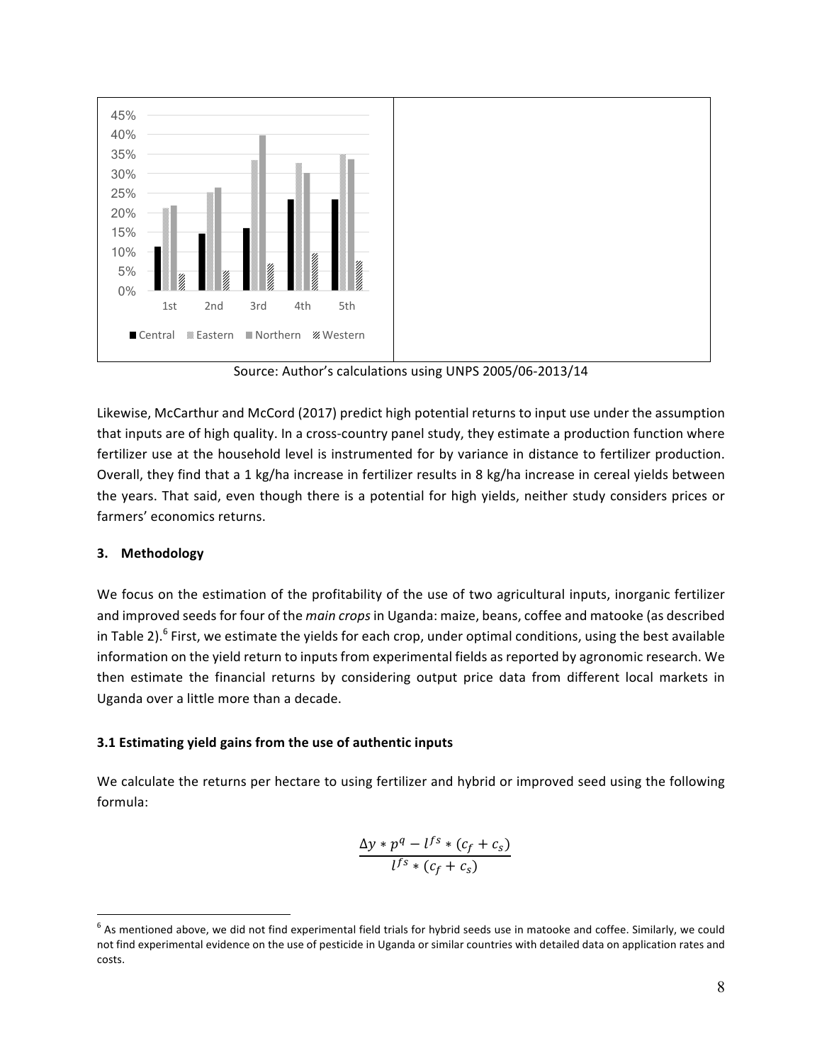Source: Author's calculations using UNPS 2005/06-2013/14

Likewise, McCarthur and McCord (2017) predict high potential returns to input use under the assumption that inputs are of high quality. In a cross-country panel study, they estimate a production function where fertilizer use at the household level is instrumented for by variance in distance to fertilizer production. Overall, they find that a 1 kg/ha increase in fertilizer results in 8 kg/ha increase in cereal yields between the years. That said, even though there is a potential for high yields, neither study considers prices or farmers' economics returns.

## 3. Methodology

We focus on the estimation of the profitability of the use of two agricultural inputs, inorganic fertilizer and improved seeds for four of the *main crops* in Uganda: maize, beans, coffee and matooke (as described in Table 2).[6] First, we estimate the yields for each crop, under optimal conditions, using the best available information on the yield return to inputs from experimental fields as reported by agronomic research. We then estimate the financial returns by considering output price data from different local markets in Uganda over a little more than a decade.

### 3.1 Estimating yield gains from the use of authentic inputs

We calculate the returns per hectare to using fertilizer and hybrid or improved seed using the following formula:

$$\frac{\Delta y * p^{q} - l^{fs} * (c_f + c_s)}{l^{fs} * (c_f + c_s)}$$

[6] As mentioned above, we did not find experimental field trials for hybrid seeds use in matooke and coffee. Similarly, we could not find experimental evidence on the use of pesticide in Uganda or similar countries with detailed data on application rates and costs.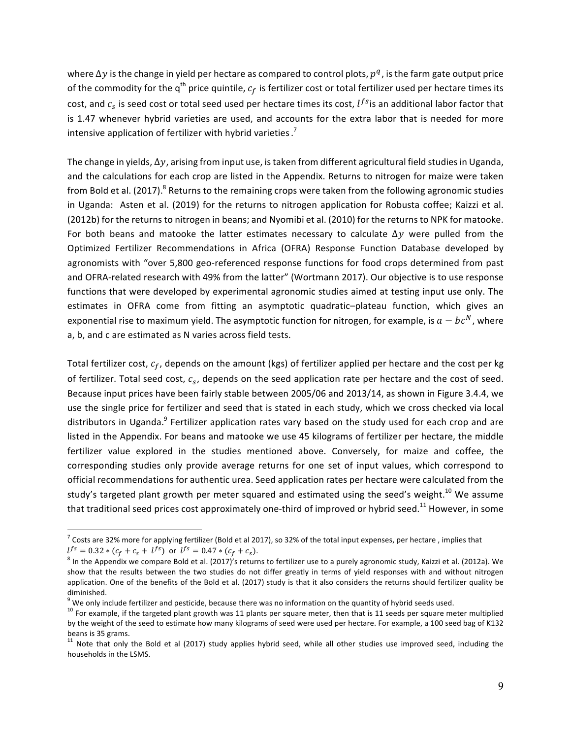where $\Delta y$ is the change in yield per hectare as compared to control plots, $p^q$, is the farm gate output price of the commodity for the q[th] price quintile, $c_f$ is fertilizer cost or total fertilizer used per hectare times its cost, and $c_s$ is seed cost or total seed used per hectare times its cost, $l^{fs}$ is an additional labor factor that is 1.47 whenever hybrid varieties are used, and accounts for the extra labor that is needed for more intensive application of fertilizer with hybrid varieties.[7]

The change in yields, $\Delta y$, arising from input use, is taken from different agricultural field studies in Uganda, and the calculations for each crop are listed in the Appendix. Returns to nitrogen for maize were taken from Bold et al. (2017).[8] Returns to the remaining crops were taken from the following agronomic studies in Uganda: Asten et al. (2019) for the returns to nitrogen application for Robusta coffee; Kaizzi et al. (2012b) for the returns to nitrogen in beans; and Nyomibi et al. (2010) for the returns to NPK for matooke. For both beans and matooke the latter estimates necessary to calculate $\Delta y$ were pulled from the Optimized Fertilizer Recommendations in Africa (OFRA) Response Function Database developed by agronomists with "over 5,800 geo-referenced response functions for food crops determined from past and OFRA-related research with 49% from the latter" (Wortmann 2017). Our objective is to use response functions that were developed by experimental agronomic studies aimed at testing input use only. The estimates in OFRA come from fitting an asymptotic quadratic–plateau function, which gives an exponential rise to maximum yield. The asymptotic function for nitrogen, for example, is $a - bc^N$, where a, b, and c are estimated as N varies across field tests.

Total fertilizer cost, $c_f$, depends on the amount (kgs) of fertilizer applied per hectare and the cost per kg of fertilizer. Total seed cost, $c_s$, depends on the seed application rate per hectare and the cost of seed. Because input prices have been fairly stable between 2005/06 and 2013/14, as shown in Figure 3.4.4, we use the single price for fertilizer and seed that is stated in each study, which we cross checked via local distributors in Uganda.[9] Fertilizer application rates vary based on the study used for each crop and are listed in the Appendix. For beans and matooke we use 45 kilograms of fertilizer per hectare, the middle fertilizer value explored in the studies mentioned above. Conversely, for maize and coffee, the corresponding studies only provide average returns for one set of input values, which correspond to official recommendations for authentic urea. Seed application rates per hectare were calculated from the study's targeted plant growth per meter squared and estimated using the seed's weight.[10] We assume that traditional seed prices cost approximately one-third of improved or hybrid seed.[11] However, in some

---

[7] Costs are 32% more for applying fertilizer (Bold et al 2017), so 32% of the total input expenses, per hectare , implies that $l^{fs} = 0.32 * (c_f + c_s + l^{fs})$ or $l^{fs} = 0.47 * (c_f + c_s)$.

[8] In the Appendix we compare Bold et al. (2017)'s returns to fertilizer use to a purely agronomic study, Kaizzi et al. (2012a). We show that the results between the two studies do not differ greatly in terms of yield responses with and without nitrogen application. One of the benefits of the Bold et al. (2017) study is that it also considers the returns should fertilizer quality be diminished.

[9] We only include fertilizer and pesticide, because there was no information on the quantity of hybrid seeds used.

[10] For example, if the targeted plant growth was 11 plants per square meter, then that is 11 seeds per square meter multiplied by the weight of the seed to estimate how many kilograms of seed were used per hectare. For example, a 100 seed bag of K132 beans is 35 grams.

[11] Note that only the Bold et al (2017) study applies hybrid seed, while all other studies use improved seed, including the households in the LSMS.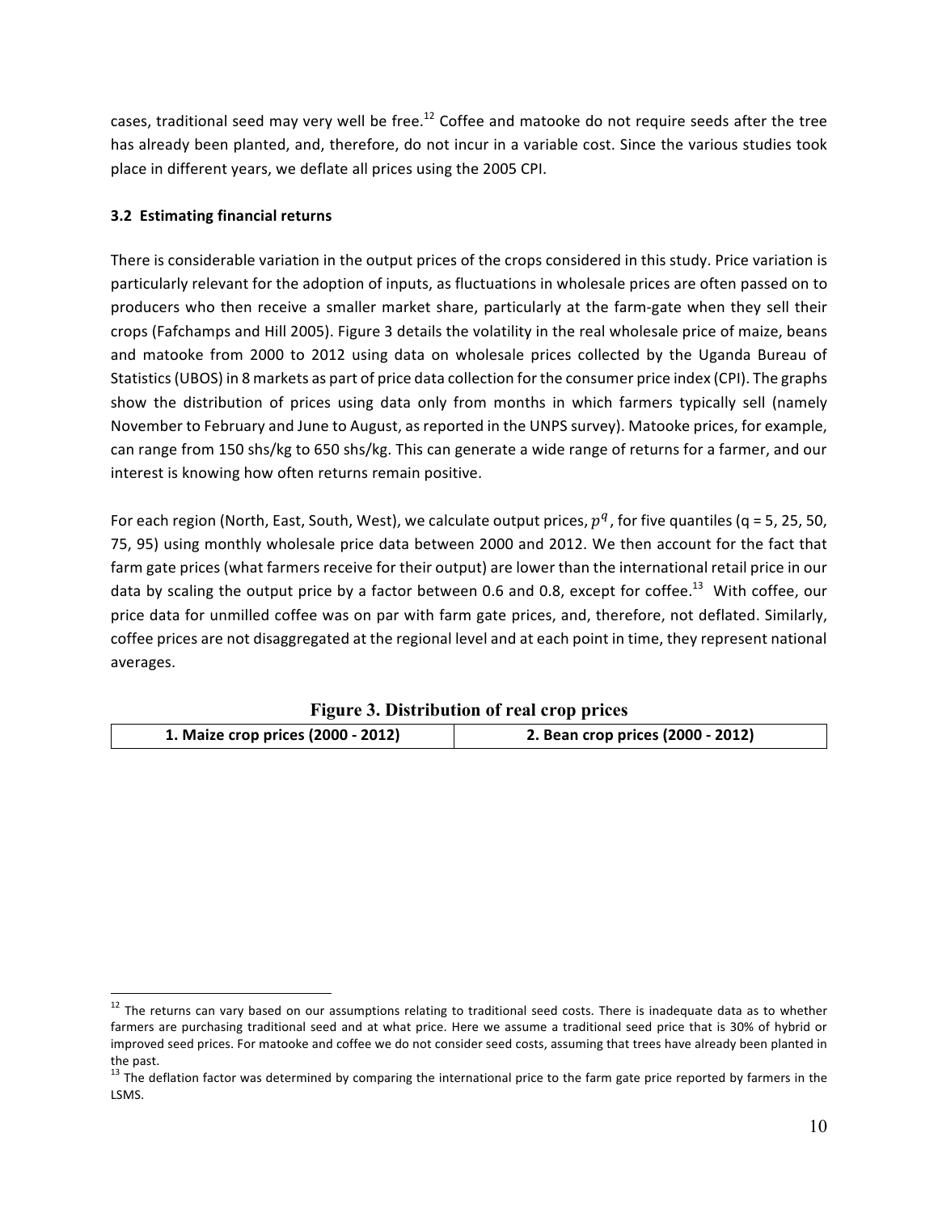cases, traditional seed may very well be free.[12] Coffee and matooke do not require seeds after the tree has already been planted, and, therefore, do not incur in a variable cost. Since the various studies took place in different years, we deflate all prices using the 2005 CPI.

### 3.2 Estimating financial returns

There is considerable variation in the output prices of the crops considered in this study. Price variation is particularly relevant for the adoption of inputs, as fluctuations in wholesale prices are often passed on to producers who then receive a smaller market share, particularly at the farm-gate when they sell their crops (Fafchamps and Hill 2005). Figure 3 details the volatility in the real wholesale price of maize, beans and matooke from 2000 to 2012 using data on wholesale prices collected by the Uganda Bureau of Statistics (UBOS) in 8 markets as part of price data collection for the consumer price index (CPI). The graphs show the distribution of prices using data only from months in which farmers typically sell (namely November to February and June to August, as reported in the UNPS survey). Matooke prices, for example, can range from 150 shs/kg to 650 shs/kg. This can generate a wide range of returns for a farmer, and our interest is knowing how often returns remain positive.

For each region (North, East, South, West), we calculate output prices, $p^q$, for five quantiles (q = 5, 25, 50, 75, 95) using monthly wholesale price data between 2000 and 2012. We then account for the fact that farm gate prices (what farmers receive for their output) are lower than the international retail price in our data by scaling the output price by a factor between 0.6 and 0.8, except for coffee.[13] With coffee, our price data for unmilled coffee was on par with farm gate prices, and, therefore, not deflated. Similarly, coffee prices are not disaggregated at the regional level and at each point in time, they represent national averages.

**Figure 3. Distribution of real crop prices**

| 1. Maize crop prices (2000 - 2012) | 2. Bean crop prices (2000 - 2012) |
|---|---|

[12] The returns can vary based on our assumptions relating to traditional seed costs. There is inadequate data as to whether farmers are purchasing traditional seed and at what price. Here we assume a traditional seed price that is 30% of hybrid or improved seed prices. For matooke and coffee we do not consider seed costs, assuming that trees have already been planted in the past.

[13] The deflation factor was determined by comparing the international price to the farm gate price reported by farmers in the LSMS.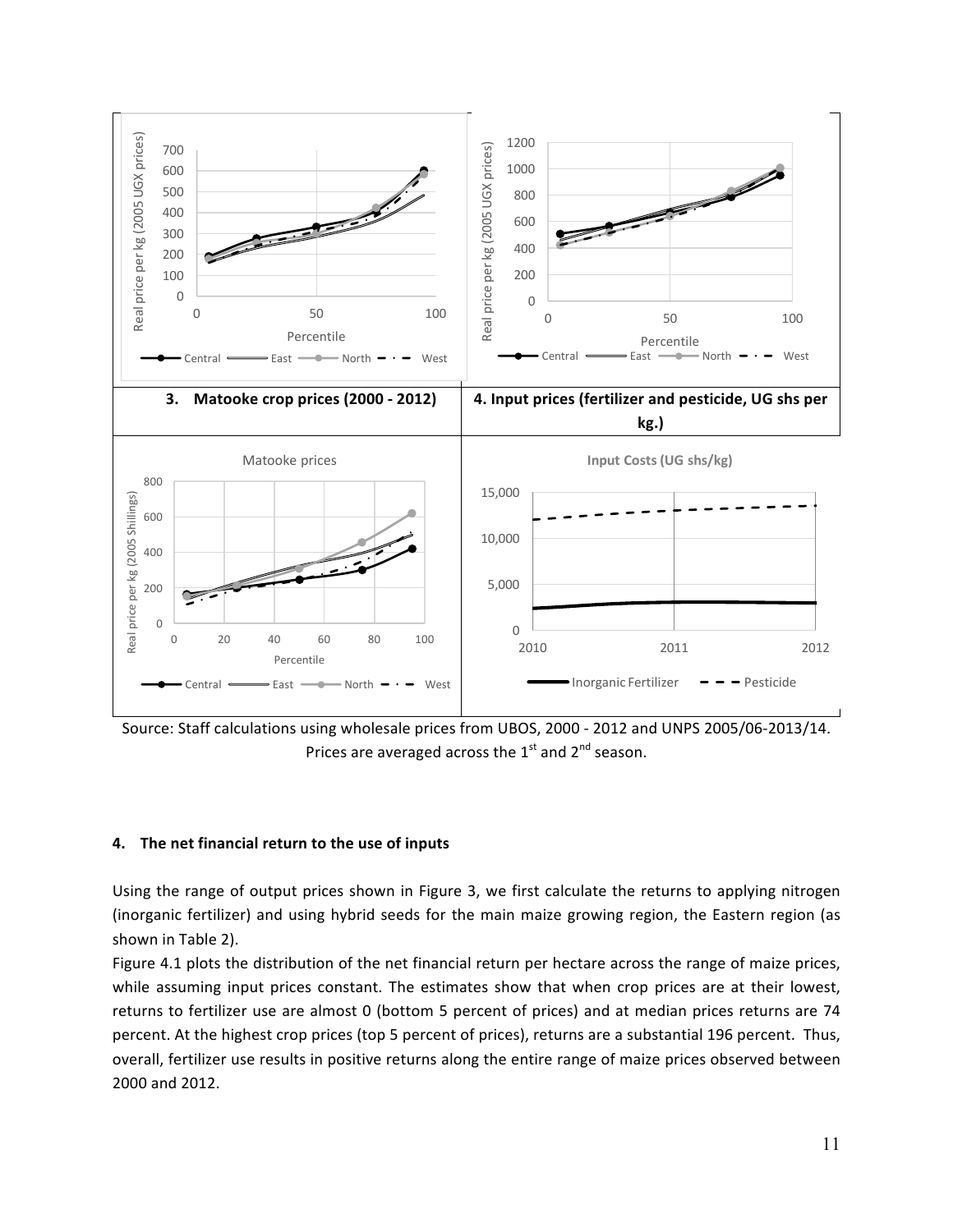| | |
|---|---|
| **3. Matooke crop prices (2000 - 2012)** | **4. Input prices (fertilizer and pesticide, UG shs per kg.)** |

Source: Staff calculations using wholesale prices from UBOS, 2000 - 2012 and UNPS 2005/06-2013/14. Prices are averaged across the 1st and 2nd season.

#### 4. The net financial return to the use of inputs

Using the range of output prices shown in Figure 3, we first calculate the returns to applying nitrogen (inorganic fertilizer) and using hybrid seeds for the main maize growing region, the Eastern region (as shown in Table 2).

Figure 4.1 plots the distribution of the net financial return per hectare across the range of maize prices, while assuming input prices constant. The estimates show that when crop prices are at their lowest, returns to fertilizer use are almost 0 (bottom 5 percent of prices) and at median prices returns are 74 percent. At the highest crop prices (top 5 percent of prices), returns are a substantial 196 percent. Thus, overall, fertilizer use results in positive returns along the entire range of maize prices observed between 2000 and 2012.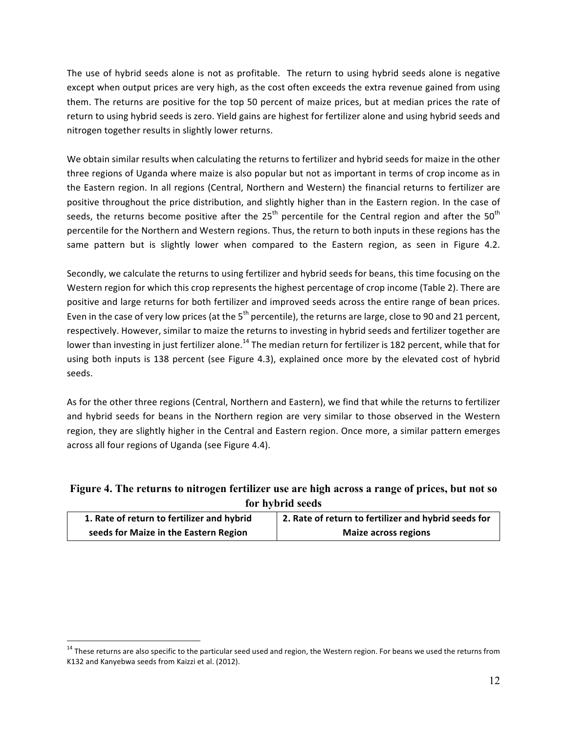The use of hybrid seeds alone is not as profitable. The return to using hybrid seeds alone is negative except when output prices are very high, as the cost often exceeds the extra revenue gained from using them. The returns are positive for the top 50 percent of maize prices, but at median prices the rate of return to using hybrid seeds is zero. Yield gains are highest for fertilizer alone and using hybrid seeds and nitrogen together results in slightly lower returns.

We obtain similar results when calculating the returns to fertilizer and hybrid seeds for maize in the other three regions of Uganda where maize is also popular but not as important in terms of crop income as in the Eastern region. In all regions (Central, Northern and Western) the financial returns to fertilizer are positive throughout the price distribution, and slightly higher than in the Eastern region. In the case of seeds, the returns become positive after the 25th percentile for the Central region and after the 50th percentile for the Northern and Western regions. Thus, the return to both inputs in these regions has the same pattern but is slightly lower when compared to the Eastern region, as seen in Figure 4.2.

Secondly, we calculate the returns to using fertilizer and hybrid seeds for beans, this time focusing on the Western region for which this crop represents the highest percentage of crop income (Table 2). There are positive and large returns for both fertilizer and improved seeds across the entire range of bean prices. Even in the case of very low prices (at the 5th percentile), the returns are large, close to 90 and 21 percent, respectively. However, similar to maize the returns to investing in hybrid seeds and fertilizer together are lower than investing in just fertilizer alone.[14] The median return for fertilizer is 182 percent, while that for using both inputs is 138 percent (see Figure 4.3), explained once more by the elevated cost of hybrid seeds.

As for the other three regions (Central, Northern and Eastern), we find that while the returns to fertilizer and hybrid seeds for beans in the Northern region are very similar to those observed in the Western region, they are slightly higher in the Central and Eastern region. Once more, a similar pattern emerges across all four regions of Uganda (see Figure 4.4).

**Figure 4. The returns to nitrogen fertilizer use are high across a range of prices, but not so for hybrid seeds**

| 1. Rate of return to fertilizer and hybrid seeds for Maize in the Eastern Region | 2. Rate of return to fertilizer and hybrid seeds for Maize across regions |
|---|---|

[14] These returns are also specific to the particular seed used and region, the Western region. For beans we used the returns from K132 and Kanyebwa seeds from Kaizzi et al. (2012).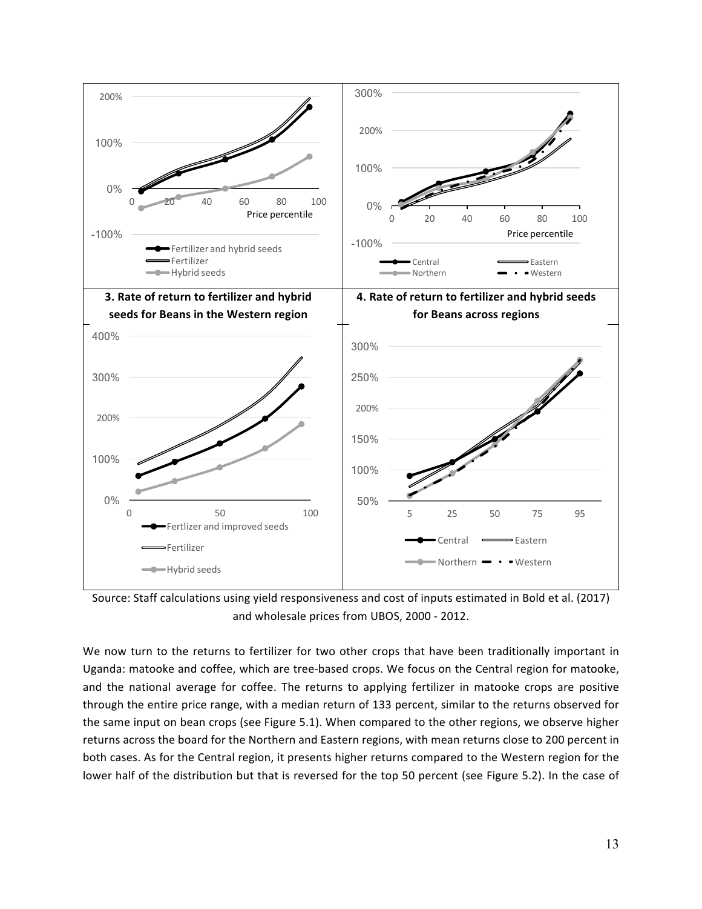**3. Rate of return to fertilizer and hybrid seeds for Beans in the Western region**

**4. Rate of return to fertilizer and hybrid seeds for Beans across regions**

Source: Staff calculations using yield responsiveness and cost of inputs estimated in Bold et al. (2017) and wholesale prices from UBOS, 2000 - 2012.

We now turn to the returns to fertilizer for two other crops that have been traditionally important in Uganda: matooke and coffee, which are tree-based crops. We focus on the Central region for matooke, and the national average for coffee. The returns to applying fertilizer in matooke crops are positive through the entire price range, with a median return of 133 percent, similar to the returns observed for the same input on bean crops (see Figure 5.1). When compared to the other regions, we observe higher returns across the board for the Northern and Eastern regions, with mean returns close to 200 percent in both cases. As for the Central region, it presents higher returns compared to the Western region for the lower half of the distribution but that is reversed for the top 50 percent (see Figure 5.2). In the case of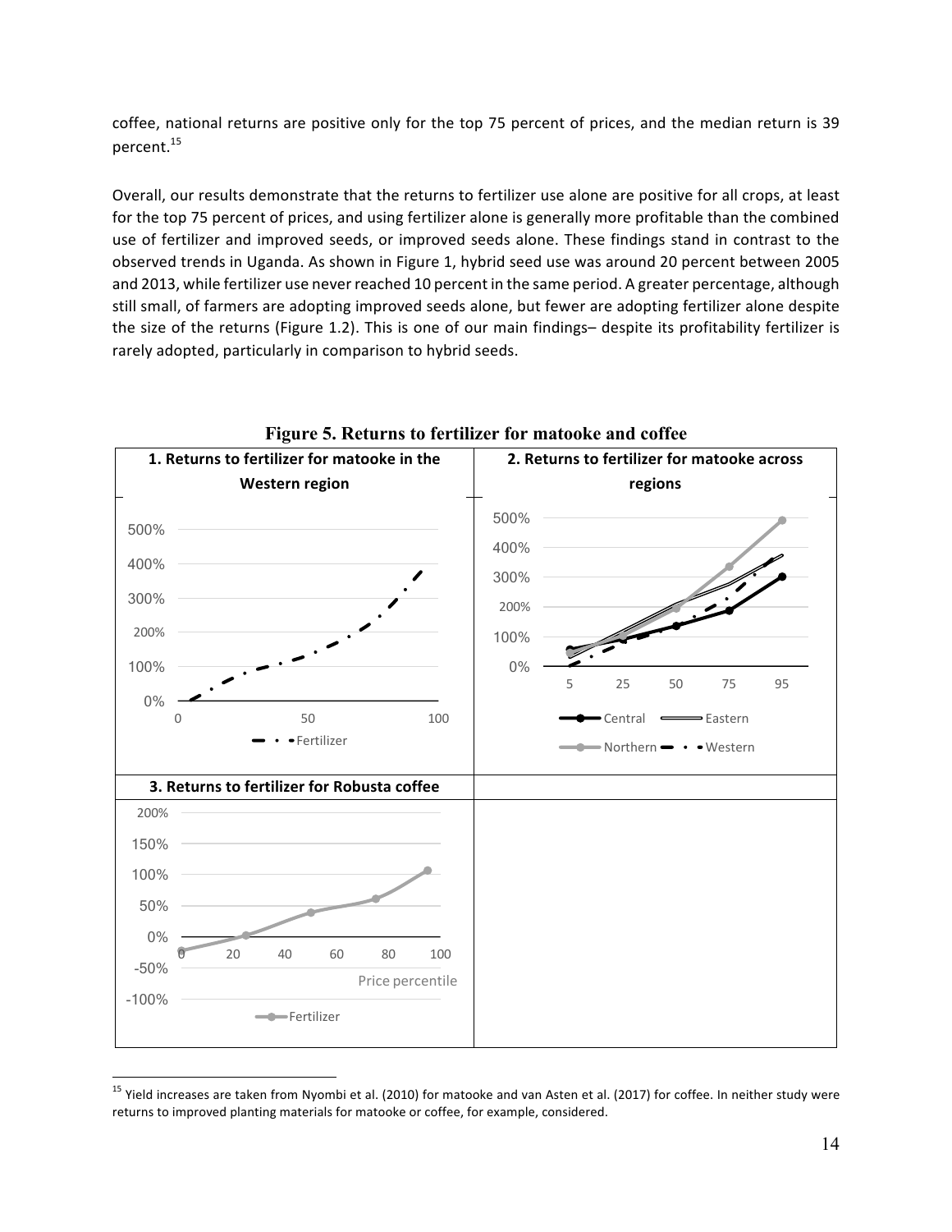coffee, national returns are positive only for the top 75 percent of prices, and the median return is 39 percent.[15]

Overall, our results demonstrate that the returns to fertilizer use alone are positive for all crops, at least for the top 75 percent of prices, and using fertilizer alone is generally more profitable than the combined use of fertilizer and improved seeds, or improved seeds alone. These findings stand in contrast to the observed trends in Uganda. As shown in Figure 1, hybrid seed use was around 20 percent between 2005 and 2013, while fertilizer use never reached 10 percent in the same period. A greater percentage, although still small, of farmers are adopting improved seeds alone, but fewer are adopting fertilizer alone despite the size of the returns (Figure 1.2). This is one of our main findings– despite its profitability fertilizer is rarely adopted, particularly in comparison to hybrid seeds.

**Figure 5. Returns to fertilizer for matooke and coffee**

**1. Returns to fertilizer for matooke in the Western region**

**2. Returns to fertilizer for matooke across regions**

**3. Returns to fertilizer for Robusta coffee**

---

[15] Yield increases are taken from Nyombi et al. (2010) for matooke and van Asten et al. (2017) for coffee. In neither study were returns to improved planting materials for matooke or coffee, for example, considered.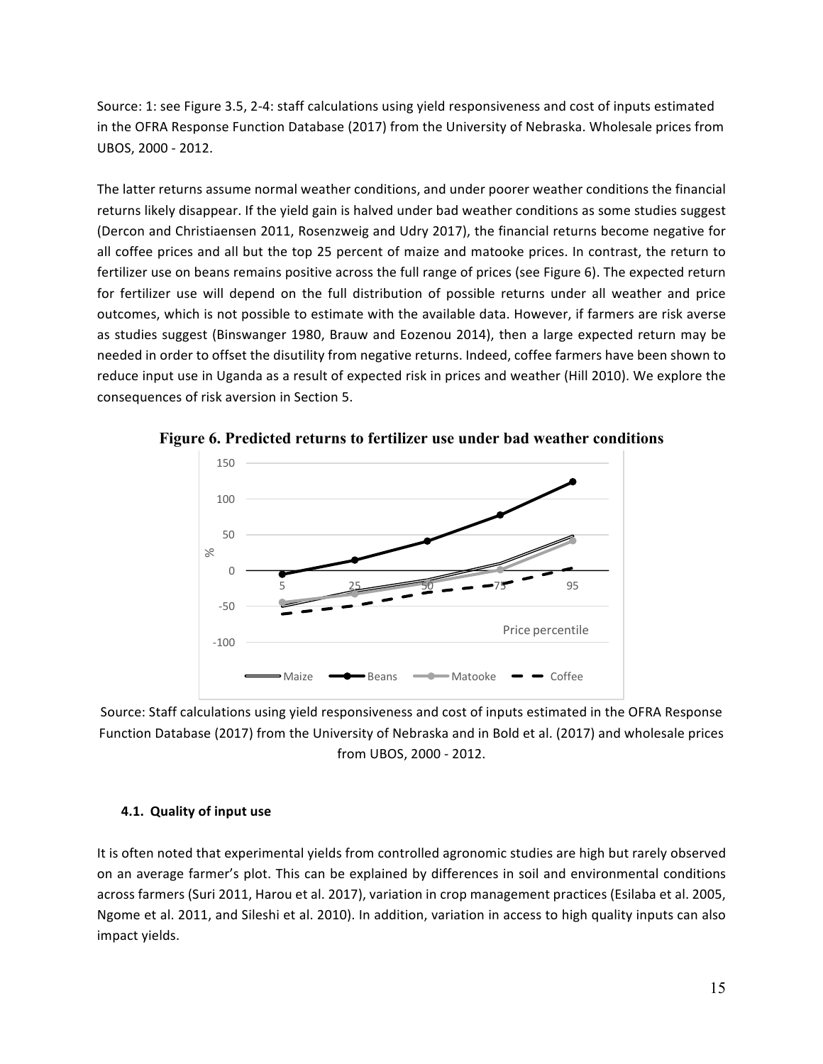Source: 1: see Figure 3.5, 2-4: staff calculations using yield responsiveness and cost of inputs estimated in the OFRA Response Function Database (2017) from the University of Nebraska. Wholesale prices from UBOS, 2000 - 2012.

The latter returns assume normal weather conditions, and under poorer weather conditions the financial returns likely disappear. If the yield gain is halved under bad weather conditions as some studies suggest (Dercon and Christiaensen 2011, Rosenzweig and Udry 2017), the financial returns become negative for all coffee prices and all but the top 25 percent of maize and matooke prices. In contrast, the return to fertilizer use on beans remains positive across the full range of prices (see Figure 6). The expected return for fertilizer use will depend on the full distribution of possible returns under all weather and price outcomes, which is not possible to estimate with the available data. However, if farmers are risk averse as studies suggest (Binswanger 1980, Brauw and Eozenou 2014), then a large expected return may be needed in order to offset the disutility from negative returns. Indeed, coffee farmers have been shown to reduce input use in Uganda as a result of expected risk in prices and weather (Hill 2010). We explore the consequences of risk aversion in Section 5.

**Figure 6. Predicted returns to fertilizer use under bad weather conditions**

Source: Staff calculations using yield responsiveness and cost of inputs estimated in the OFRA Response Function Database (2017) from the University of Nebraska and in Bold et al. (2017) and wholesale prices from UBOS, 2000 - 2012.

#### 4.1. Quality of input use

It is often noted that experimental yields from controlled agronomic studies are high but rarely observed on an average farmer's plot. This can be explained by differences in soil and environmental conditions across farmers (Suri 2011, Harou et al. 2017), variation in crop management practices (Esilaba et al. 2005, Ngome et al. 2011, and Sileshi et al. 2010). In addition, variation in access to high quality inputs can also impact yields.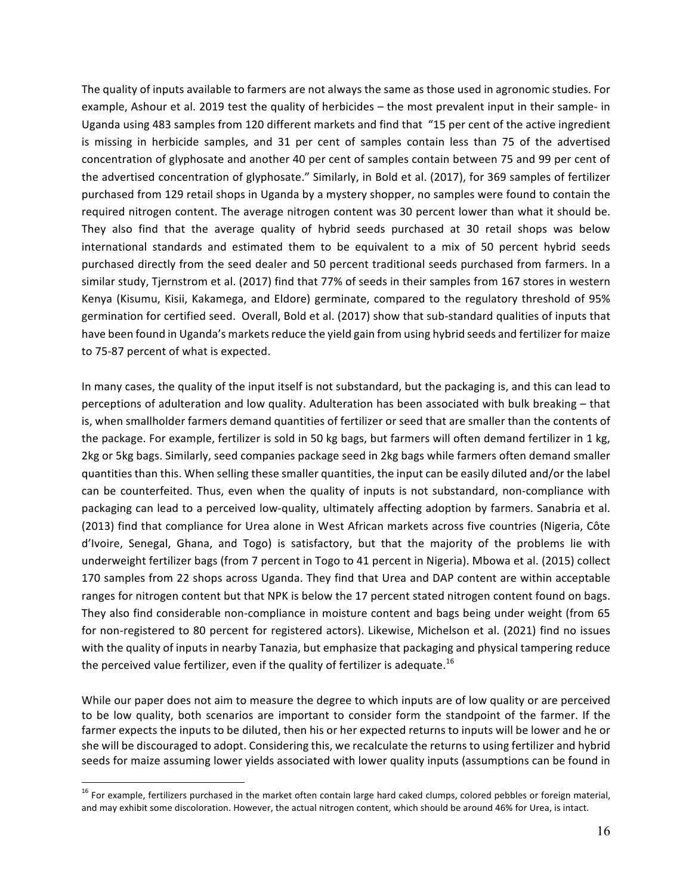The quality of inputs available to farmers are not always the same as those used in agronomic studies. For example, Ashour et al. 2019 test the quality of herbicides – the most prevalent input in their sample- in Uganda using 483 samples from 120 different markets and find that "15 per cent of the active ingredient is missing in herbicide samples, and 31 per cent of samples contain less than 75 of the advertised concentration of glyphosate and another 40 per cent of samples contain between 75 and 99 per cent of the advertised concentration of glyphosate." Similarly, in Bold et al. (2017), for 369 samples of fertilizer purchased from 129 retail shops in Uganda by a mystery shopper, no samples were found to contain the required nitrogen content. The average nitrogen content was 30 percent lower than what it should be. They also find that the average quality of hybrid seeds purchased at 30 retail shops was below international standards and estimated them to be equivalent to a mix of 50 percent hybrid seeds purchased directly from the seed dealer and 50 percent traditional seeds purchased from farmers. In a similar study, Tjernstrom et al. (2017) find that 77% of seeds in their samples from 167 stores in western Kenya (Kisumu, Kisii, Kakamega, and Eldore) germinate, compared to the regulatory threshold of 95% germination for certified seed. Overall, Bold et al. (2017) show that sub-standard qualities of inputs that have been found in Uganda's markets reduce the yield gain from using hybrid seeds and fertilizer for maize to 75-87 percent of what is expected.

In many cases, the quality of the input itself is not substandard, but the packaging is, and this can lead to perceptions of adulteration and low quality. Adulteration has been associated with bulk breaking – that is, when smallholder farmers demand quantities of fertilizer or seed that are smaller than the contents of the package. For example, fertilizer is sold in 50 kg bags, but farmers will often demand fertilizer in 1 kg, 2kg or 5kg bags. Similarly, seed companies package seed in 2kg bags while farmers often demand smaller quantities than this. When selling these smaller quantities, the input can be easily diluted and/or the label can be counterfeited. Thus, even when the quality of inputs is not substandard, non-compliance with packaging can lead to a perceived low-quality, ultimately affecting adoption by farmers. Sanabria et al. (2013) find that compliance for Urea alone in West African markets across five countries (Nigeria, Côte d'Ivoire, Senegal, Ghana, and Togo) is satisfactory, but that the majority of the problems lie with underweight fertilizer bags (from 7 percent in Togo to 41 percent in Nigeria). Mbowa et al. (2015) collect 170 samples from 22 shops across Uganda. They find that Urea and DAP content are within acceptable ranges for nitrogen content but that NPK is below the 17 percent stated nitrogen content found on bags. They also find considerable non-compliance in moisture content and bags being under weight (from 65 for non-registered to 80 percent for registered actors). Likewise, Michelson et al. (2021) find no issues with the quality of inputs in nearby Tanazia, but emphasize that packaging and physical tampering reduce the perceived value fertilizer, even if the quality of fertilizer is adequate.[16]

While our paper does not aim to measure the degree to which inputs are of low quality or are perceived to be low quality, both scenarios are important to consider form the standpoint of the farmer. If the farmer expects the inputs to be diluted, then his or her expected returns to inputs will be lower and he or she will be discouraged to adopt. Considering this, we recalculate the returns to using fertilizer and hybrid seeds for maize assuming lower yields associated with lower quality inputs (assumptions can be found in

---

[16] For example, fertilizers purchased in the market often contain large hard caked clumps, colored pebbles or foreign material, and may exhibit some discoloration. However, the actual nitrogen content, which should be around 46% for Urea, is intact.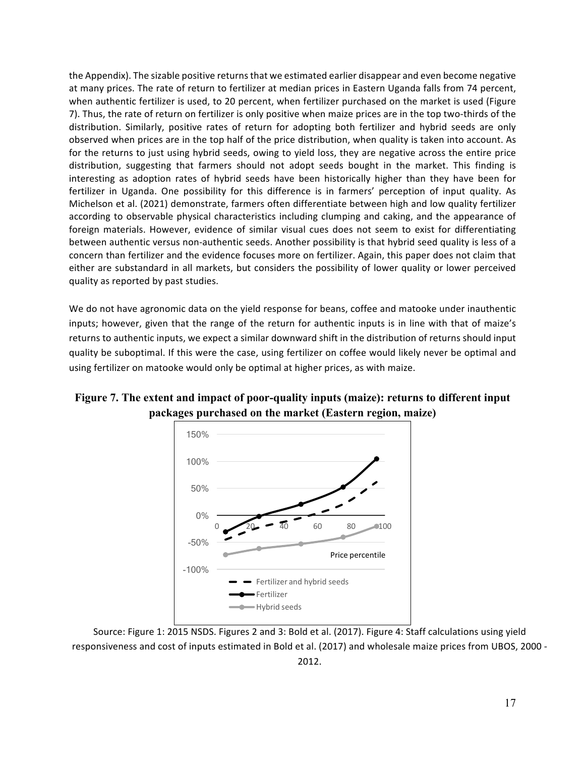the Appendix). The sizable positive returns that we estimated earlier disappear and even become negative at many prices. The rate of return to fertilizer at median prices in Eastern Uganda falls from 74 percent, when authentic fertilizer is used, to 20 percent, when fertilizer purchased on the market is used (Figure 7). Thus, the rate of return on fertilizer is only positive when maize prices are in the top two-thirds of the distribution. Similarly, positive rates of return for adopting both fertilizer and hybrid seeds are only observed when prices are in the top half of the price distribution, when quality is taken into account. As for the returns to just using hybrid seeds, owing to yield loss, they are negative across the entire price distribution, suggesting that farmers should not adopt seeds bought in the market. This finding is interesting as adoption rates of hybrid seeds have been historically higher than they have been for fertilizer in Uganda. One possibility for this difference is in farmers' perception of input quality. As Michelson et al. (2021) demonstrate, farmers often differentiate between high and low quality fertilizer according to observable physical characteristics including clumping and caking, and the appearance of foreign materials. However, evidence of similar visual cues does not seem to exist for differentiating between authentic versus non-authentic seeds. Another possibility is that hybrid seed quality is less of a concern than fertilizer and the evidence focuses more on fertilizer. Again, this paper does not claim that either are substandard in all markets, but considers the possibility of lower quality or lower perceived quality as reported by past studies.

We do not have agronomic data on the yield response for beans, coffee and matooke under inauthentic inputs; however, given that the range of the return for authentic inputs is in line with that of maize's returns to authentic inputs, we expect a similar downward shift in the distribution of returns should input quality be suboptimal. If this were the case, using fertilizer on coffee would likely never be optimal and using fertilizer on matooke would only be optimal at higher prices, as with maize.

**Figure 7. The extent and impact of poor-quality inputs (maize): returns to different input packages purchased on the market (Eastern region, maize)**

Source: Figure 1: 2015 NSDS. Figures 2 and 3: Bold et al. (2017). Figure 4: Staff calculations using yield responsiveness and cost of inputs estimated in Bold et al. (2017) and wholesale maize prices from UBOS, 2000 - 2012.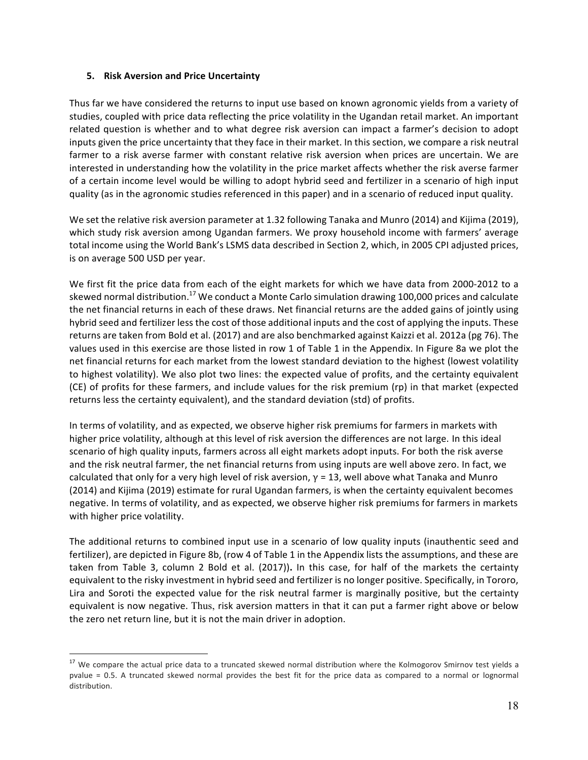## 5. Risk Aversion and Price Uncertainty

Thus far we have considered the returns to input use based on known agronomic yields from a variety of studies, coupled with price data reflecting the price volatility in the Ugandan retail market. An important related question is whether and to what degree risk aversion can impact a farmer's decision to adopt inputs given the price uncertainty that they face in their market. In this section, we compare a risk neutral farmer to a risk averse farmer with constant relative risk aversion when prices are uncertain. We are interested in understanding how the volatility in the price market affects whether the risk averse farmer of a certain income level would be willing to adopt hybrid seed and fertilizer in a scenario of high input quality (as in the agronomic studies referenced in this paper) and in a scenario of reduced input quality.

We set the relative risk aversion parameter at 1.32 following Tanaka and Munro (2014) and Kijima (2019), which study risk aversion among Ugandan farmers. We proxy household income with farmers' average total income using the World Bank's LSMS data described in Section 2, which, in 2005 CPI adjusted prices, is on average 500 USD per year.

We first fit the price data from each of the eight markets for which we have data from 2000-2012 to a skewed normal distribution.[17] We conduct a Monte Carlo simulation drawing 100,000 prices and calculate the net financial returns in each of these draws. Net financial returns are the added gains of jointly using hybrid seed and fertilizer less the cost of those additional inputs and the cost of applying the inputs. These returns are taken from Bold et al. (2017) and are also benchmarked against Kaizzi et al. 2012a (pg 76). The values used in this exercise are those listed in row 1 of Table 1 in the Appendix. In Figure 8a we plot the net financial returns for each market from the lowest standard deviation to the highest (lowest volatility to highest volatility). We also plot two lines: the expected value of profits, and the certainty equivalent (CE) of profits for these farmers, and include values for the risk premium (rp) in that market (expected returns less the certainty equivalent), and the standard deviation (std) of profits.

In terms of volatility, and as expected, we observe higher risk premiums for farmers in markets with higher price volatility, although at this level of risk aversion the differences are not large. In this ideal scenario of high quality inputs, farmers across all eight markets adopt inputs. For both the risk averse and the risk neutral farmer, the net financial returns from using inputs are well above zero. In fact, we calculated that only for a very high level of risk aversion, $\gamma = 13$, well above what Tanaka and Munro (2014) and Kijima (2019) estimate for rural Ugandan farmers, is when the certainty equivalent becomes negative. In terms of volatility, and as expected, we observe higher risk premiums for farmers in markets with higher price volatility.

The additional returns to combined input use in a scenario of low quality inputs (inauthentic seed and fertilizer), are depicted in Figure 8b, (row 4 of Table 1 in the Appendix lists the assumptions, and these are taken from Table 3, column 2 Bold et al. (2017))**.** In this case, for half of the markets the certainty equivalent to the risky investment in hybrid seed and fertilizer is no longer positive. Specifically, in Tororo, Lira and Soroti the expected value for the risk neutral farmer is marginally positive, but the certainty equivalent is now negative. Thus, risk aversion matters in that it can put a farmer right above or below the zero net return line, but it is not the main driver in adoption.

[17] We compare the actual price data to a truncated skewed normal distribution where the Kolmogorov Smirnov test yields a pvalue = 0.5. A truncated skewed normal provides the best fit for the price data as compared to a normal or lognormal distribution.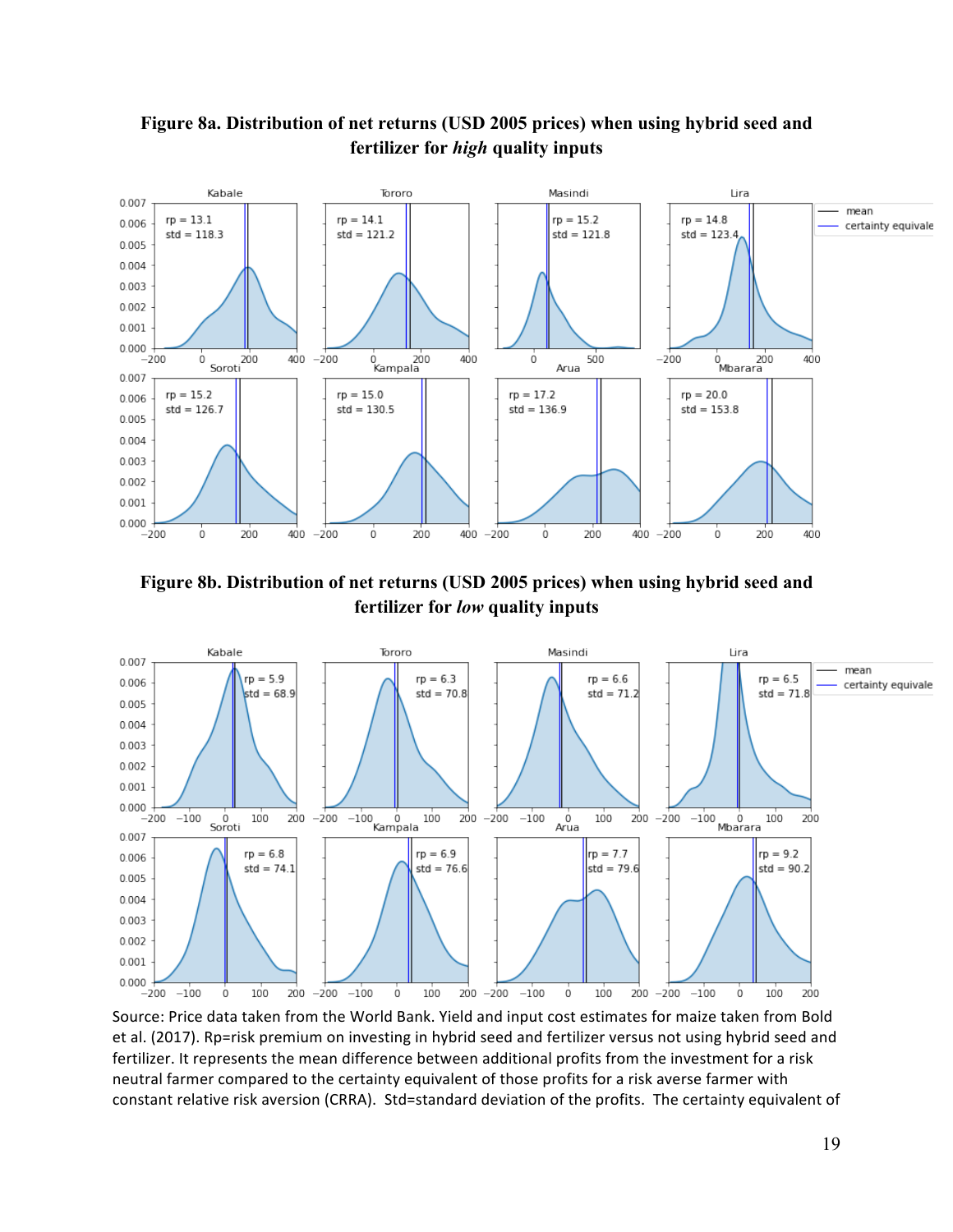**Figure 8a. Distribution of net returns (USD 2005 prices) when using hybrid seed and fertilizer for *high* quality inputs**

**Figure 8b. Distribution of net returns (USD 2005 prices) when using hybrid seed and fertilizer for *low* quality inputs**

Source: Price data taken from the World Bank. Yield and input cost estimates for maize taken from Bold et al. (2017). Rp=risk premium on investing in hybrid seed and fertilizer versus not using hybrid seed and fertilizer. It represents the mean difference between additional profits from the investment for a risk neutral farmer compared to the certainty equivalent of those profits for a risk averse farmer with constant relative risk aversion (CRRA). Std=standard deviation of the profits. The certainty equivalent of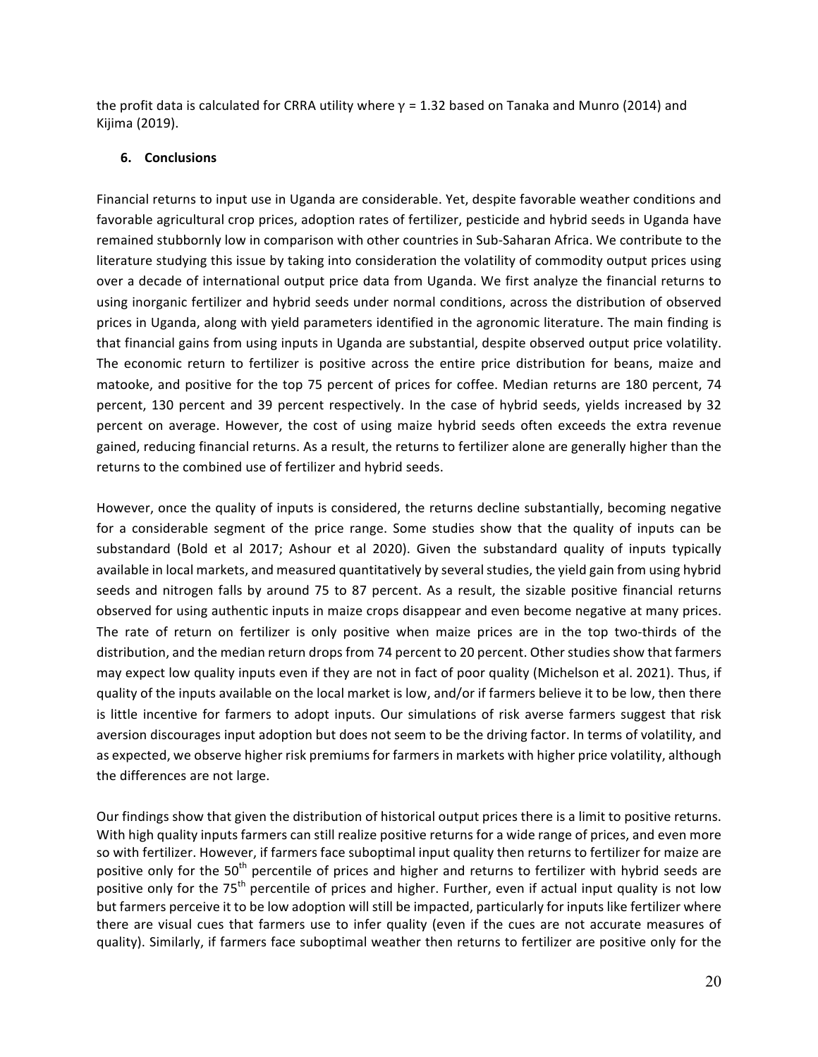the profit data is calculated for CRRA utility where $\gamma = 1.32$ based on Tanaka and Munro (2014) and Kijima (2019).

## 6. Conclusions

Financial returns to input use in Uganda are considerable. Yet, despite favorable weather conditions and favorable agricultural crop prices, adoption rates of fertilizer, pesticide and hybrid seeds in Uganda have remained stubbornly low in comparison with other countries in Sub-Saharan Africa. We contribute to the literature studying this issue by taking into consideration the volatility of commodity output prices using over a decade of international output price data from Uganda. We first analyze the financial returns to using inorganic fertilizer and hybrid seeds under normal conditions, across the distribution of observed prices in Uganda, along with yield parameters identified in the agronomic literature. The main finding is that financial gains from using inputs in Uganda are substantial, despite observed output price volatility. The economic return to fertilizer is positive across the entire price distribution for beans, maize and matooke, and positive for the top 75 percent of prices for coffee. Median returns are 180 percent, 74 percent, 130 percent and 39 percent respectively. In the case of hybrid seeds, yields increased by 32 percent on average. However, the cost of using maize hybrid seeds often exceeds the extra revenue gained, reducing financial returns. As a result, the returns to fertilizer alone are generally higher than the returns to the combined use of fertilizer and hybrid seeds.

However, once the quality of inputs is considered, the returns decline substantially, becoming negative for a considerable segment of the price range. Some studies show that the quality of inputs can be substandard (Bold et al 2017; Ashour et al 2020). Given the substandard quality of inputs typically available in local markets, and measured quantitatively by several studies, the yield gain from using hybrid seeds and nitrogen falls by around 75 to 87 percent. As a result, the sizable positive financial returns observed for using authentic inputs in maize crops disappear and even become negative at many prices. The rate of return on fertilizer is only positive when maize prices are in the top two-thirds of the distribution, and the median return drops from 74 percent to 20 percent. Other studies show that farmers may expect low quality inputs even if they are not in fact of poor quality (Michelson et al. 2021). Thus, if quality of the inputs available on the local market is low, and/or if farmers believe it to be low, then there is little incentive for farmers to adopt inputs. Our simulations of risk averse farmers suggest that risk aversion discourages input adoption but does not seem to be the driving factor. In terms of volatility, and as expected, we observe higher risk premiums for farmers in markets with higher price volatility, although the differences are not large.

Our findings show that given the distribution of historical output prices there is a limit to positive returns. With high quality inputs farmers can still realize positive returns for a wide range of prices, and even more so with fertilizer. However, if farmers face suboptimal input quality then returns to fertilizer for maize are positive only for the 50th percentile of prices and higher and returns to fertilizer with hybrid seeds are positive only for the 75th percentile of prices and higher. Further, even if actual input quality is not low but farmers perceive it to be low adoption will still be impacted, particularly for inputs like fertilizer where there are visual cues that farmers use to infer quality (even if the cues are not accurate measures of quality). Similarly, if farmers face suboptimal weather then returns to fertilizer are positive only for the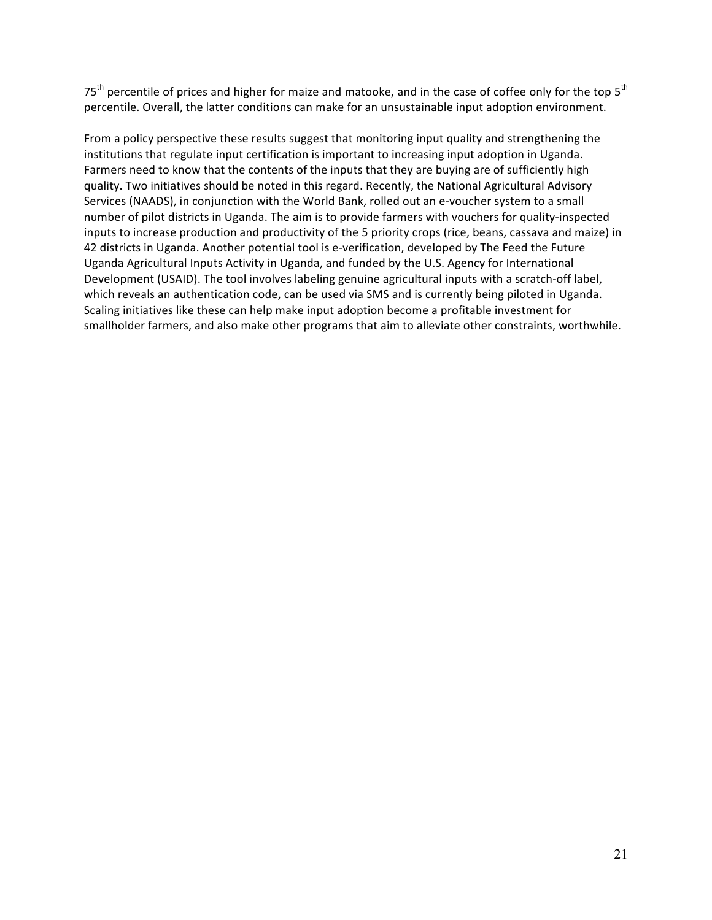75$^{th}$ percentile of prices and higher for maize and matooke, and in the case of coffee only for the top 5$^{th}$ percentile. Overall, the latter conditions can make for an unsustainable input adoption environment.

From a policy perspective these results suggest that monitoring input quality and strengthening the institutions that regulate input certification is important to increasing input adoption in Uganda. Farmers need to know that the contents of the inputs that they are buying are of sufficiently high quality. Two initiatives should be noted in this regard. Recently, the National Agricultural Advisory Services (NAADS), in conjunction with the World Bank, rolled out an e-voucher system to a small number of pilot districts in Uganda. The aim is to provide farmers with vouchers for quality-inspected inputs to increase production and productivity of the 5 priority crops (rice, beans, cassava and maize) in 42 districts in Uganda. Another potential tool is e-verification, developed by The Feed the Future Uganda Agricultural Inputs Activity in Uganda, and funded by the U.S. Agency for International Development (USAID). The tool involves labeling genuine agricultural inputs with a scratch-off label, which reveals an authentication code, can be used via SMS and is currently being piloted in Uganda. Scaling initiatives like these can help make input adoption become a profitable investment for smallholder farmers, and also make other programs that aim to alleviate other constraints, worthwhile.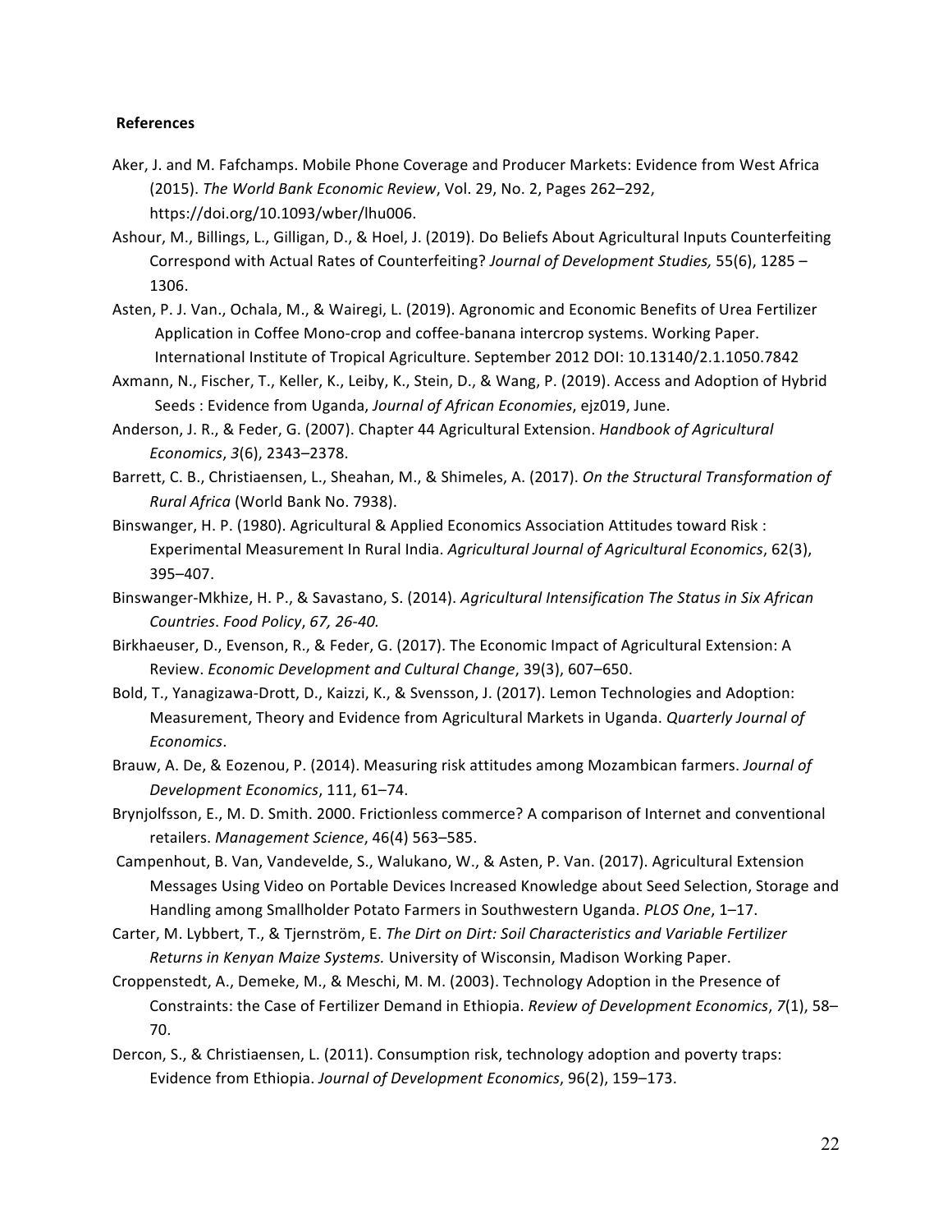**References**

Aker, J. and M. Fafchamps. Mobile Phone Coverage and Producer Markets: Evidence from West Africa (2015). *The World Bank Economic Review*, Vol. 29, No. 2, Pages 262–292, https://doi.org/10.1093/wber/lhu006.

Ashour, M., Billings, L., Gilligan, D., & Hoel, J. (2019). Do Beliefs About Agricultural Inputs Counterfeiting Correspond with Actual Rates of Counterfeiting? *Journal of Development Studies,* 55(6), 1285 – 1306.

Asten, P. J. Van., Ochala, M., & Wairegi, L. (2019). Agronomic and Economic Benefits of Urea Fertilizer Application in Coffee Mono-crop and coffee-banana intercrop systems. Working Paper. International Institute of Tropical Agriculture. September 2012 DOI: 10.13140/2.1.1050.7842

Axmann, N., Fischer, T., Keller, K., Leiby, K., Stein, D., & Wang, P. (2019). Access and Adoption of Hybrid Seeds : Evidence from Uganda, *Journal of African Economies*, ejz019, June.

Anderson, J. R., & Feder, G. (2007). Chapter 44 Agricultural Extension. *Handbook of Agricultural Economics*, *3*(6), 2343–2378.

Barrett, C. B., Christiaensen, L., Sheahan, M., & Shimeles, A. (2017). *On the Structural Transformation of Rural Africa* (World Bank No. 7938).

Binswanger, H. P. (1980). Agricultural & Applied Economics Association Attitudes toward Risk : Experimental Measurement In Rural India. *Agricultural Journal of Agricultural Economics*, 62(3), 395–407.

Binswanger-Mkhize, H. P., & Savastano, S. (2014). *Agricultural Intensification The Status in Six African Countries*. *Food Policy*, *67, 26-40.*

Birkhaeuser, D., Evenson, R., & Feder, G. (2017). The Economic Impact of Agricultural Extension: A Review. *Economic Development and Cultural Change*, 39(3), 607–650.

Bold, T., Yanagizawa-Drott, D., Kaizzi, K., & Svensson, J. (2017). Lemon Technologies and Adoption: Measurement, Theory and Evidence from Agricultural Markets in Uganda. *Quarterly Journal of Economics*.

Brauw, A. De, & Eozenou, P. (2014). Measuring risk attitudes among Mozambican farmers. *Journal of Development Economics*, 111, 61–74.

Brynjolfsson, E., M. D. Smith. 2000. Frictionless commerce? A comparison of Internet and conventional retailers. *Management Science*, 46(4) 563–585.

Campenhout, B. Van, Vandevelde, S., Walukano, W., & Asten, P. Van. (2017). Agricultural Extension Messages Using Video on Portable Devices Increased Knowledge about Seed Selection, Storage and Handling among Smallholder Potato Farmers in Southwestern Uganda. *PLOS One*, 1–17.

Carter, M. Lybbert, T., & Tjernström, E. *The Dirt on Dirt: Soil Characteristics and Variable Fertilizer Returns in Kenyan Maize Systems.* University of Wisconsin, Madison Working Paper.

Croppenstedt, A., Demeke, M., & Meschi, M. M. (2003). Technology Adoption in the Presence of Constraints: the Case of Fertilizer Demand in Ethiopia. *Review of Development Economics*, *7*(1), 58–70.

Dercon, S., & Christiaensen, L. (2011). Consumption risk, technology adoption and poverty traps: Evidence from Ethiopia. *Journal of Development Economics*, 96(2), 159–173.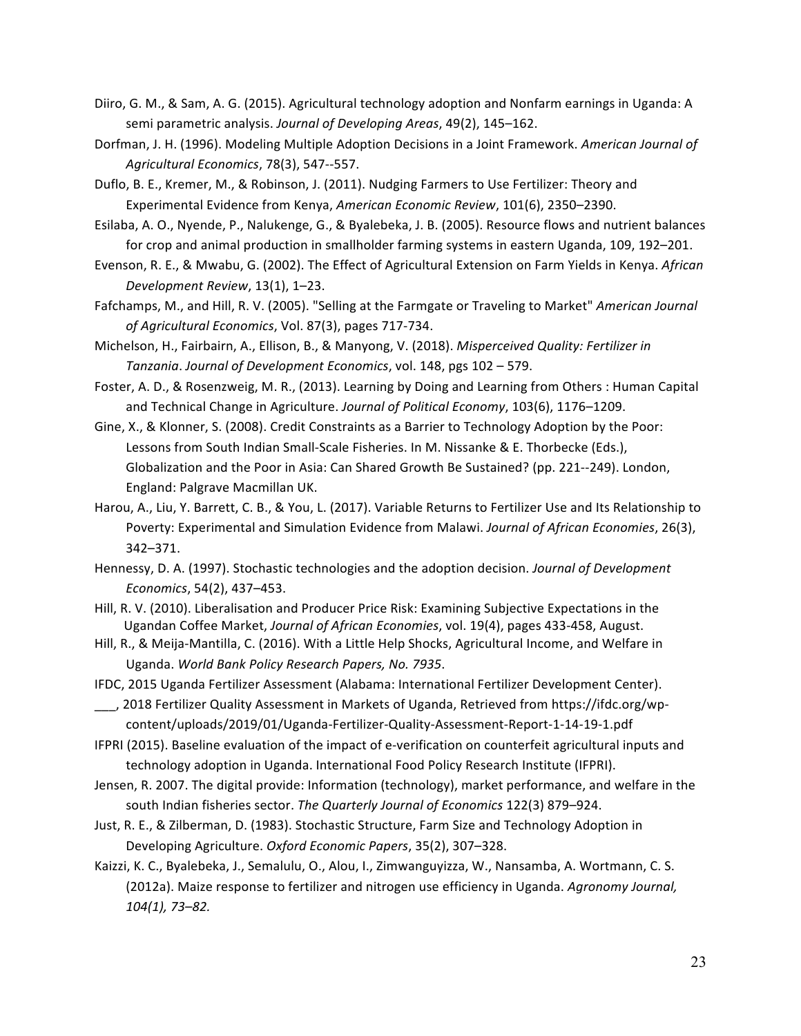Diiro, G. M., & Sam, A. G. (2015). Agricultural technology adoption and Nonfarm earnings in Uganda: A semi parametric analysis. *Journal of Developing Areas*, 49(2), 145–162.

Dorfman, J. H. (1996). Modeling Multiple Adoption Decisions in a Joint Framework. *American Journal of Agricultural Economics*, 78(3), 547--557.

Duflo, B. E., Kremer, M., & Robinson, J. (2011). Nudging Farmers to Use Fertilizer: Theory and Experimental Evidence from Kenya, *American Economic Review*, 101(6), 2350–2390.

Esilaba, A. O., Nyende, P., Nalukenge, G., & Byalebeka, J. B. (2005). Resource flows and nutrient balances for crop and animal production in smallholder farming systems in eastern Uganda, 109, 192–201.

Evenson, R. E., & Mwabu, G. (2002). The Effect of Agricultural Extension on Farm Yields in Kenya. *African Development Review*, 13(1), 1–23.

Fafchamps, M., and Hill, R. V. (2005). "Selling at the Farmgate or Traveling to Market" *American Journal of Agricultural Economics*, Vol. 87(3), pages 717-734.

Michelson, H., Fairbairn, A., Ellison, B., & Manyong, V. (2018). *Misperceived Quality: Fertilizer in Tanzania*. *Journal of Development Economics*, vol. 148, pgs 102 – 579.

Foster, A. D., & Rosenzweig, M. R., (2013). Learning by Doing and Learning from Others : Human Capital and Technical Change in Agriculture. *Journal of Political Economy*, 103(6), 1176–1209.

Gine, X., & Klonner, S. (2008). Credit Constraints as a Barrier to Technology Adoption by the Poor: Lessons from South Indian Small-Scale Fisheries. In M. Nissanke & E. Thorbecke (Eds.), Globalization and the Poor in Asia: Can Shared Growth Be Sustained? (pp. 221--249). London, England: Palgrave Macmillan UK.

Harou, A., Liu, Y. Barrett, C. B., & You, L. (2017). Variable Returns to Fertilizer Use and Its Relationship to Poverty: Experimental and Simulation Evidence from Malawi. *Journal of African Economies*, 26(3), 342–371.

Hennessy, D. A. (1997). Stochastic technologies and the adoption decision. *Journal of Development Economics*, 54(2), 437–453.

Hill, R. V. (2010). Liberalisation and Producer Price Risk: Examining Subjective Expectations in the Ugandan Coffee Market, *Journal of African Economies*, vol. 19(4), pages 433-458, August.

Hill, R., & Meija-Mantilla, C. (2016). With a Little Help Shocks, Agricultural Income, and Welfare in Uganda. *World Bank Policy Research Papers, No. 7935*.

IFDC, 2015 Uganda Fertilizer Assessment (Alabama: International Fertilizer Development Center).

___, 2018 Fertilizer Quality Assessment in Markets of Uganda, Retrieved from https://ifdc.org/wp-content/uploads/2019/01/Uganda-Fertilizer-Quality-Assessment-Report-1-14-19-1.pdf

IFPRI (2015). Baseline evaluation of the impact of e-verification on counterfeit agricultural inputs and technology adoption in Uganda. International Food Policy Research Institute (IFPRI).

Jensen, R. 2007. The digital provide: Information (technology), market performance, and welfare in the south Indian fisheries sector. *The Quarterly Journal of Economics* 122(3) 879–924.

Just, R. E., & Zilberman, D. (1983). Stochastic Structure, Farm Size and Technology Adoption in Developing Agriculture. *Oxford Economic Papers*, 35(2), 307–328.

Kaizzi, K. C., Byalebeka, J., Semalulu, O., Alou, I., Zimwanguyizza, W., Nansamba, A. Wortmann, C. S. (2012a). Maize response to fertilizer and nitrogen use efficiency in Uganda. *Agronomy Journal, 104(1), 73–82.*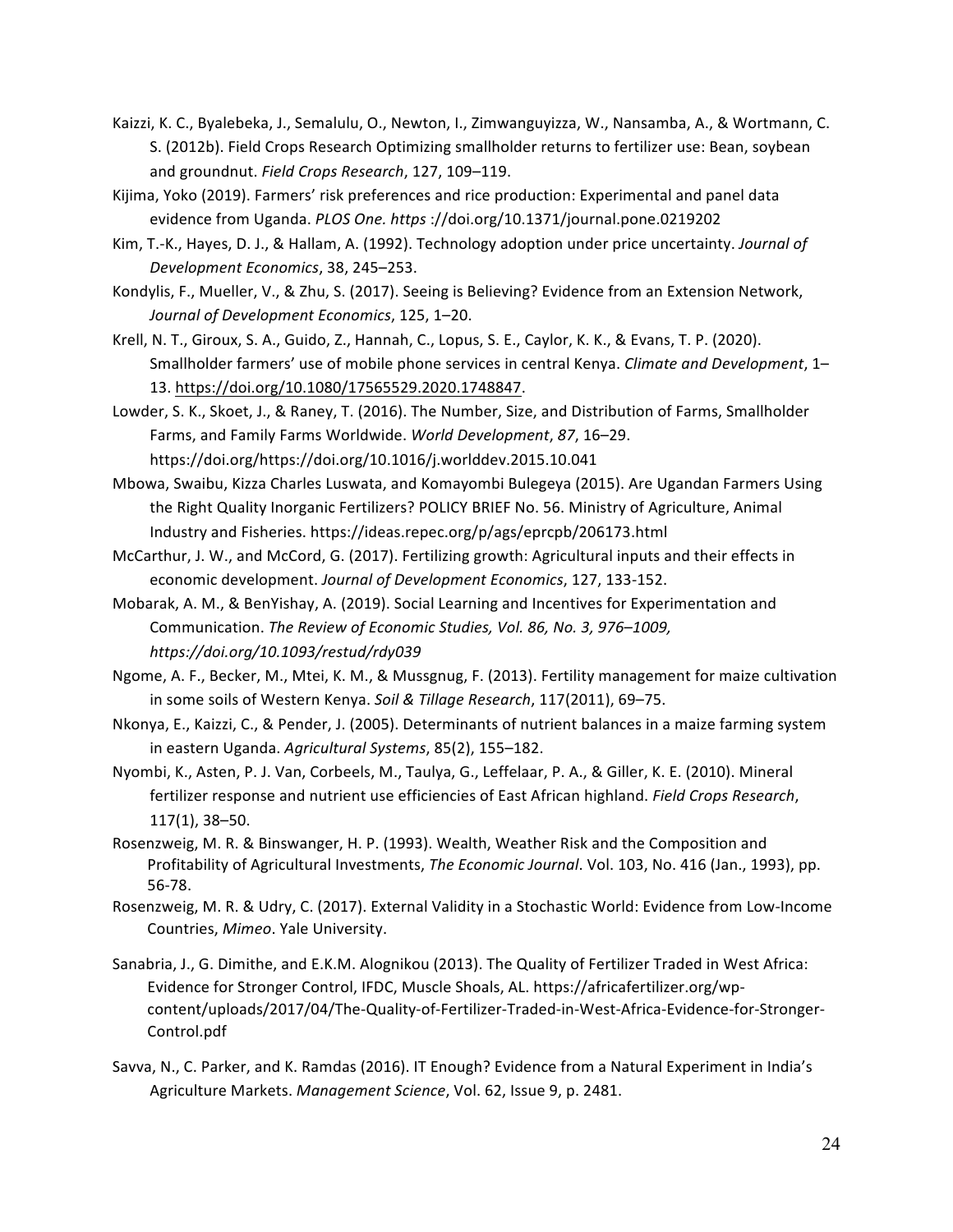Kaizzi, K. C., Byalebeka, J., Semalulu, O., Newton, I., Zimwanguyizza, W., Nansamba, A., & Wortmann, C. S. (2012b). Field Crops Research Optimizing smallholder returns to fertilizer use: Bean, soybean and groundnut. *Field Crops Research*, 127, 109–119.

Kijima, Yoko (2019). Farmers' risk preferences and rice production: Experimental and panel data evidence from Uganda. *PLOS One. https* ://doi.org/10.1371/journal.pone.0219202

Kim, T.-K., Hayes, D. J., & Hallam, A. (1992). Technology adoption under price uncertainty. *Journal of Development Economics*, 38, 245–253.

Kondylis, F., Mueller, V., & Zhu, S. (2017). Seeing is Believing? Evidence from an Extension Network, *Journal of Development Economics*, 125, 1–20.

Krell, N. T., Giroux, S. A., Guido, Z., Hannah, C., Lopus, S. E., Caylor, K. K., & Evans, T. P. (2020). Smallholder farmers' use of mobile phone services in central Kenya. *Climate and Development*, 1–13. https://doi.org/10.1080/17565529.2020.1748847.

Lowder, S. K., Skoet, J., & Raney, T. (2016). The Number, Size, and Distribution of Farms, Smallholder Farms, and Family Farms Worldwide. *World Development*, *87*, 16–29. https://doi.org/https://doi.org/10.1016/j.worlddev.2015.10.041

Mbowa, Swaibu, Kizza Charles Luswata, and Komayombi Bulegeya (2015). Are Ugandan Farmers Using the Right Quality Inorganic Fertilizers? POLICY BRIEF No. 56. Ministry of Agriculture, Animal Industry and Fisheries. https://ideas.repec.org/p/ags/eprcpb/206173.html

McCarthur, J. W., and McCord, G. (2017). Fertilizing growth: Agricultural inputs and their effects in economic development. *Journal of Development Economics*, 127, 133-152.

Mobarak, A. M., & BenYishay, A. (2019). Social Learning and Incentives for Experimentation and Communication. *The Review of Economic Studies, Vol. 86, No. 3, 976–1009, https://doi.org/10.1093/restud/rdy039*

Ngome, A. F., Becker, M., Mtei, K. M., & Mussgnug, F. (2013). Fertility management for maize cultivation in some soils of Western Kenya. *Soil & Tillage Research*, 117(2011), 69–75.

Nkonya, E., Kaizzi, C., & Pender, J. (2005). Determinants of nutrient balances in a maize farming system in eastern Uganda. *Agricultural Systems*, 85(2), 155–182.

Nyombi, K., Asten, P. J. Van, Corbeels, M., Taulya, G., Leffelaar, P. A., & Giller, K. E. (2010). Mineral fertilizer response and nutrient use efficiencies of East African highland. *Field Crops Research*, 117(1), 38–50.

Rosenzweig, M. R. & Binswanger, H. P. (1993). Wealth, Weather Risk and the Composition and Profitability of Agricultural Investments, *The Economic Journal*. Vol. 103, No. 416 (Jan., 1993), pp. 56-78.

Rosenzweig, M. R. & Udry, C. (2017). External Validity in a Stochastic World: Evidence from Low-Income Countries, *Mimeo*. Yale University.

Sanabria, J., G. Dimithe, and E.K.M. Alognikou (2013). The Quality of Fertilizer Traded in West Africa: Evidence for Stronger Control, IFDC, Muscle Shoals, AL. https://africafertilizer.org/wp-content/uploads/2017/04/The-Quality-of-Fertilizer-Traded-in-West-Africa-Evidence-for-Stronger-Control.pdf

Savva, N., C. Parker, and K. Ramdas (2016). IT Enough? Evidence from a Natural Experiment in India's Agriculture Markets. *Management Science*, Vol. 62, Issue 9, p. 2481.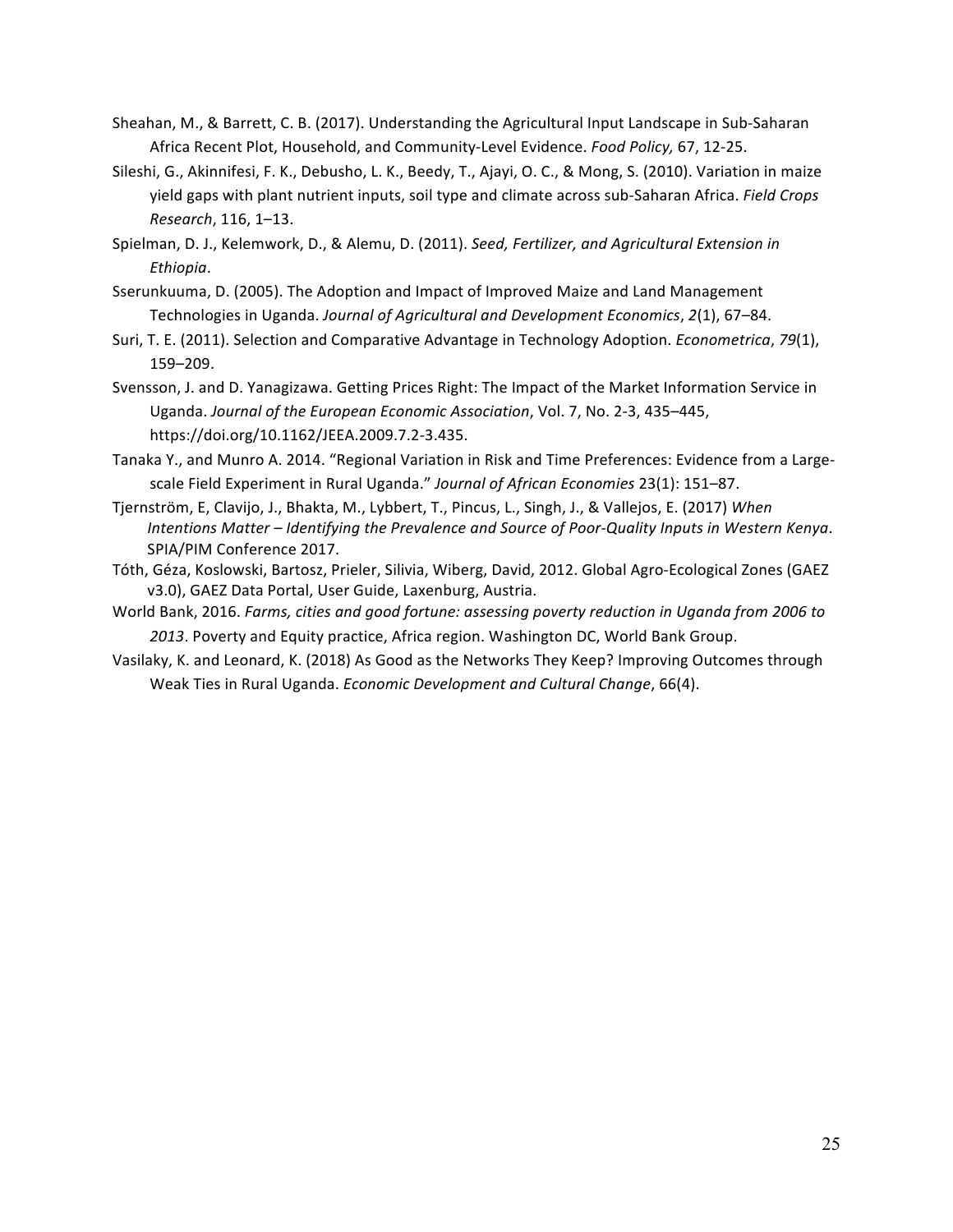Sheahan, M., & Barrett, C. B. (2017). Understanding the Agricultural Input Landscape in Sub-Saharan Africa Recent Plot, Household, and Community-Level Evidence. *Food Policy,* 67, 12-25.

Sileshi, G., Akinnifesi, F. K., Debusho, L. K., Beedy, T., Ajayi, O. C., & Mong, S. (2010). Variation in maize yield gaps with plant nutrient inputs, soil type and climate across sub-Saharan Africa. *Field Crops Research*, 116, 1–13.

Spielman, D. J., Kelemwork, D., & Alemu, D. (2011). *Seed, Fertilizer, and Agricultural Extension in Ethiopia*.

Sserunkuuma, D. (2005). The Adoption and Impact of Improved Maize and Land Management Technologies in Uganda. *Journal of Agricultural and Development Economics*, *2*(1), 67–84.

Suri, T. E. (2011). Selection and Comparative Advantage in Technology Adoption. *Econometrica*, *79*(1), 159–209.

Svensson, J. and D. Yanagizawa. Getting Prices Right: The Impact of the Market Information Service in Uganda. *Journal of the European Economic Association*, Vol. 7, No. 2-3, 435–445, https://doi.org/10.1162/JEEA.2009.7.2-3.435.

Tanaka Y., and Munro A. 2014. "Regional Variation in Risk and Time Preferences: Evidence from a Large-scale Field Experiment in Rural Uganda." *Journal of African Economies* 23(1): 151–87.

Tjernström, E, Clavijo, J., Bhakta, M., Lybbert, T., Pincus, L., Singh, J., & Vallejos, E. (2017) *When Intentions Matter – Identifying the Prevalence and Source of Poor-Quality Inputs in Western Kenya*. SPIA/PIM Conference 2017.

Tóth, Géza, Koslowski, Bartosz, Prieler, Silivia, Wiberg, David, 2012. Global Agro-Ecological Zones (GAEZ v3.0), GAEZ Data Portal, User Guide, Laxenburg, Austria.

World Bank, 2016. *Farms, cities and good fortune: assessing poverty reduction in Uganda from 2006 to 2013*. Poverty and Equity practice, Africa region. Washington DC, World Bank Group.

Vasilaky, K. and Leonard, K. (2018) As Good as the Networks They Keep? Improving Outcomes through Weak Ties in Rural Uganda. *Economic Development and Cultural Change*, 66(4).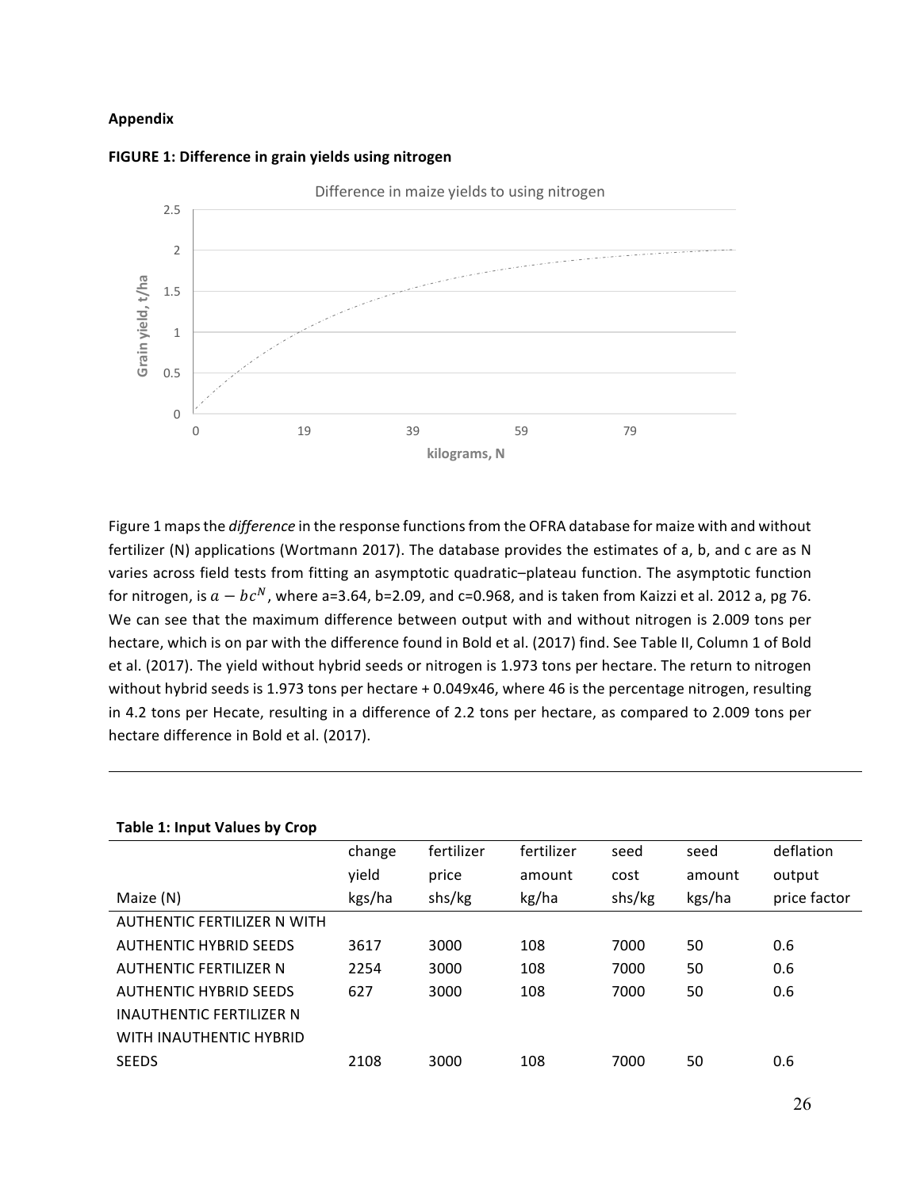**Appendix**

**FIGURE 1: Difference in grain yields using nitrogen**

Figure 1 maps the *difference* in the response functions from the OFRA database for maize with and without fertilizer (N) applications (Wortmann 2017). The database provides the estimates of a, b, and c are as N varies across field tests from fitting an asymptotic quadratic–plateau function. The asymptotic function for nitrogen, is $a - bc^N$, where a=3.64, b=2.09, and c=0.968, and is taken from Kaizzi et al. 2012 a, pg 76. We can see that the maximum difference between output with and without nitrogen is 2.009 tons per hectare, which is on par with the difference found in Bold et al. (2017) find. See Table II, Column 1 of Bold et al. (2017). The yield without hybrid seeds or nitrogen is 1.973 tons per hectare. The return to nitrogen without hybrid seeds is 1.973 tons per hectare + 0.049x46, where 46 is the percentage nitrogen, resulting in 4.2 tons per Hecate, resulting in a difference of 2.2 tons per hectare, as compared to 2.009 tons per hectare difference in Bold et al. (2017).

---

**Table 1: Input Values by Crop**

| Maize (N) | change yield kgs/ha | fertilizer price shs/kg | fertilizer amount kg/ha | seed cost shs/kg | seed amount kgs/ha | deflation output price factor |
|---|---|---|---|---|---|---|
| AUTHENTIC FERTILIZER N WITH AUTHENTIC HYBRID SEEDS | 3617 | 3000 | 108 | 7000 | 50 | 0.6 |
| AUTHENTIC FERTILIZER N | 2254 | 3000 | 108 | 7000 | 50 | 0.6 |
| AUTHENTIC HYBRID SEEDS | 627 | 3000 | 108 | 7000 | 50 | 0.6 |
| INAUTHENTIC FERTILIZER N WITH INAUTHENTIC HYBRID SEEDS | 2108 | 3000 | 108 | 7000 | 50 | 0.6 |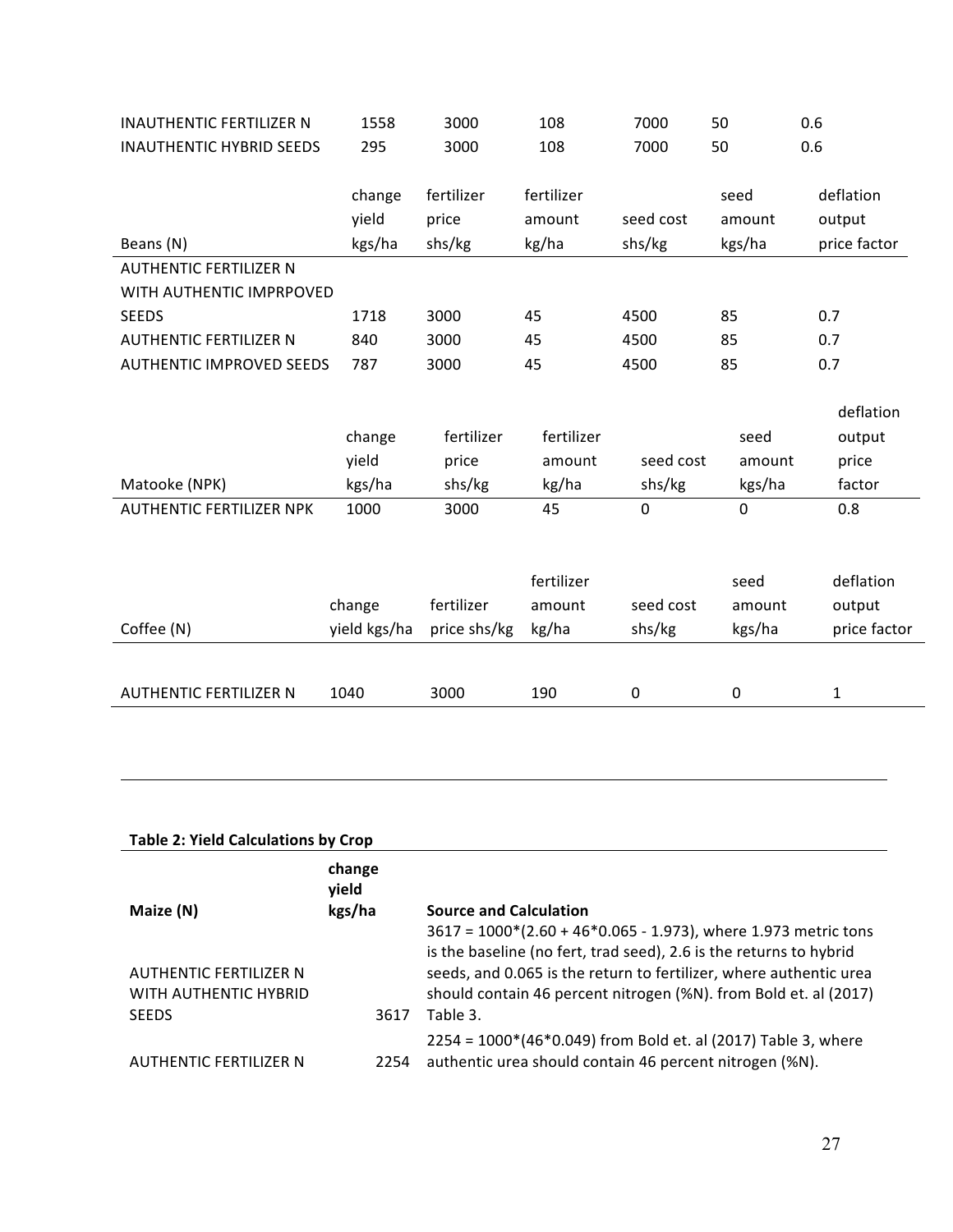| | | | | | | |
|---|---|---|---|---|---|---|
| INAUTHENTIC FERTILIZER N | 1558 | 3000 | 108 | 7000 | 50 | 0.6 |
| INAUTHENTIC HYBRID SEEDS | 295 | 3000 | 108 | 7000 | 50 | 0.6 |

| Beans (N) | change yield kgs/ha | fertilizer price shs/kg | fertilizer amount kg/ha | seed cost shs/kg | seed amount kgs/ha | deflation output price factor |
|---|---|---|---|---|---|---|
| AUTHENTIC FERTILIZER N WITH AUTHENTIC IMPRPOVED SEEDS | 1718 | 3000 | 45 | 4500 | 85 | 0.7 |
| AUTHENTIC FERTILIZER N | 840 | 3000 | 45 | 4500 | 85 | 0.7 |
| AUTHENTIC IMPROVED SEEDS | 787 | 3000 | 45 | 4500 | 85 | 0.7 |

| Matooke (NPK) | change yield kgs/ha | fertilizer price shs/kg | fertilizer amount kg/ha | seed cost shs/kg | seed amount kgs/ha | deflation output price factor |
|---|---|---|---|---|---|---|
| AUTHENTIC FERTILIZER NPK | 1000 | 3000 | 45 | 0 | 0 | 0.8 |

| Coffee (N) | change yield kgs/ha | fertilizer price shs/kg | fertilizer amount kg/ha | seed cost shs/kg | seed amount kgs/ha | deflation output price factor |
|---|---|---|---|---|---|---|
| AUTHENTIC FERTILIZER N | 1040 | 3000 | 190 | 0 | 0 | 1 |

**Table 2: Yield Calculations by Crop**

| Maize (N) | change yield kgs/ha | Source and Calculation |
|---|---|---|
| AUTHENTIC FERTILIZER N WITH AUTHENTIC HYBRID SEEDS | 3617 | 3617 = 1000*(2.60 + 46*0.065 - 1.973), where 1.973 metric tons is the baseline (no fert, trad seed), 2.6 is the returns to hybrid seeds, and 0.065 is the return to fertilizer, where authentic urea should contain 46 percent nitrogen (%N). from Bold et. al (2017) Table 3. |
| AUTHENTIC FERTILIZER N | 2254 | 2254 = 1000*(46*0.049) from Bold et. al (2017) Table 3, where authentic urea should contain 46 percent nitrogen (%N). |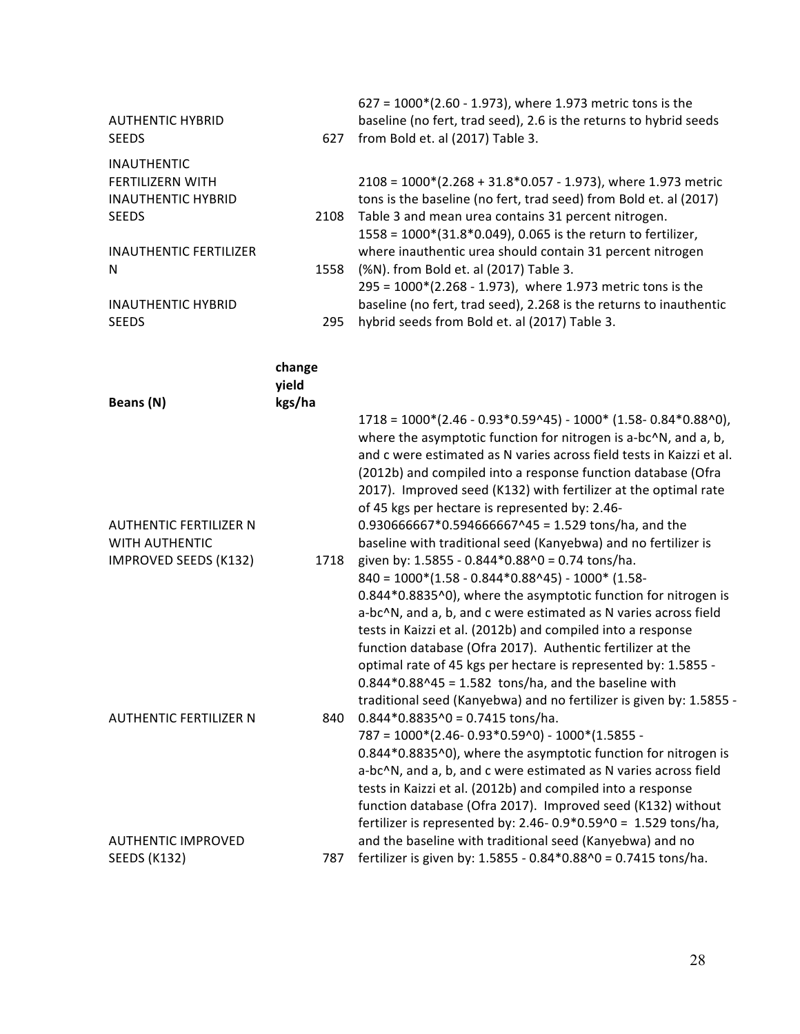| | | |
|---|---|---|
| AUTHENTIC HYBRID SEEDS | 627 | 627 = 1000*(2.60 - 1.973), where 1.973 metric tons is the baseline (no fert, trad seed), 2.6 is the returns to hybrid seeds from Bold et. al (2017) Table 3. |
| INAUTHENTIC FERTILIZERN WITH INAUTHENTIC HYBRID SEEDS | 2108 | 2108 = 1000*(2.268 + 31.8*0.057 - 1.973), where 1.973 metric tons is the baseline (no fert, trad seed) from Bold et. al (2017) Table 3 and mean urea contains 31 percent nitrogen. |
| INAUTHENTIC FERTILIZER N | 1558 | 1558 = 1000*(31.8*0.049), 0.065 is the return to fertilizer, where inauthentic urea should contain 31 percent nitrogen (%N). from Bold et. al (2017) Table 3. |
| INAUTHENTIC HYBRID SEEDS | 295 | 295 = 1000*(2.268 - 1.973), where 1.973 metric tons is the baseline (no fert, trad seed), 2.268 is the returns to inauthentic hybrid seeds from Bold et. al (2017) Table 3. |

| **Beans (N)** | **change yield kgs/ha** | |
|---|---|---|
| AUTHENTIC FERTILIZER N WITH AUTHENTIC IMPROVED SEEDS (K132) | 1718 | 1718 = 1000*(2.46 - 0.93*0.59^45) - 1000* (1.58- 0.84*0.88^0), where the asymptotic function for nitrogen is a-bc^N, and a, b, and c were estimated as N varies across field tests in Kaizzi et al. (2012b) and compiled into a response function database (Ofra 2017). Improved seed (K132) with fertilizer at the optimal rate of 45 kgs per hectare is represented by: 2.46-0.930666667*0.594666667^45 = 1.529 tons/ha, and the baseline with traditional seed (Kanyebwa) and no fertilizer is given by: 1.5855 - 0.844*0.88^0 = 0.74 tons/ha. |
| AUTHENTIC FERTILIZER N | 840 | 840 = 1000*(1.58 - 0.844*0.88^45) - 1000* (1.58-0.844*0.8835^0), where the asymptotic function for nitrogen is a-bc^N, and a, b, and c were estimated as N varies across field tests in Kaizzi et al. (2012b) and compiled into a response function database (Ofra 2017). Authentic fertilizer at the optimal rate of 45 kgs per hectare is represented by: 1.5855 - 0.844*0.88^45 = 1.582 tons/ha, and the baseline with traditional seed (Kanyebwa) and no fertilizer is given by: 1.5855 - 0.844*0.8835^0 = 0.7415 tons/ha. |
| AUTHENTIC IMPROVED SEEDS (K132) | 787 | 787 = 1000*(2.46- 0.93*0.59^0) - 1000*(1.5855 - 0.844*0.8835^0), where the asymptotic function for nitrogen is a-bc^N, and a, b, and c were estimated as N varies across field tests in Kaizzi et al. (2012b) and compiled into a response function database (Ofra 2017). Improved seed (K132) without fertilizer is represented by: 2.46- 0.9*0.59^0 = 1.529 tons/ha, and the baseline with traditional seed (Kanyebwa) and no fertilizer is given by: 1.5855 - 0.84*0.88^0 = 0.7415 tons/ha. |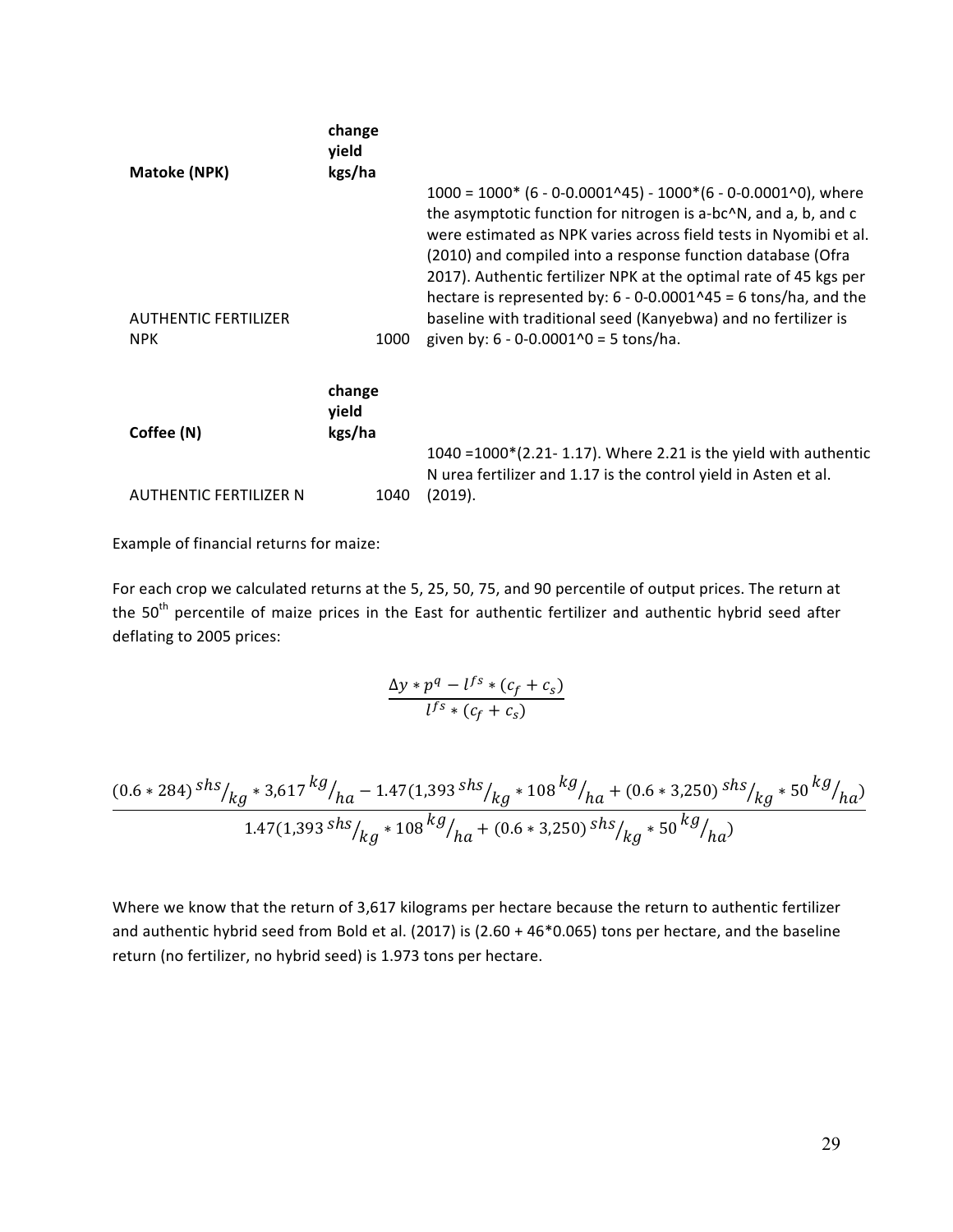| Matoke (NPK) | change yield kgs/ha | |
|---|---|---|
| AUTHENTIC FERTILIZER NPK | 1000 | 1000 = 1000* (6 - 0-0.0001^45) - 1000*(6 - 0-0.0001^0), where the asymptotic function for nitrogen is a-bc^N, and a, b, and c were estimated as NPK varies across field tests in Nyomibi et al. (2010) and compiled into a response function database (Ofra 2017). Authentic fertilizer NPK at the optimal rate of 45 kgs per hectare is represented by: 6 - 0-0.0001^45 = 6 tons/ha, and the baseline with traditional seed (Kanyebwa) and no fertilizer is given by: 6 - 0-0.0001^0 = 5 tons/ha. |

| Coffee (N) | change yield kgs/ha | |
|---|---|---|
| AUTHENTIC FERTILIZER N | 1040 | 1040 =1000*(2.21- 1.17). Where 2.21 is the yield with authentic N urea fertilizer and 1.17 is the control yield in Asten et al. (2019). |

Example of financial returns for maize:

For each crop we calculated returns at the 5, 25, 50, 75, and 90 percentile of output prices. The return at the 50th percentile of maize prices in the East for authentic fertilizer and authentic hybrid seed after deflating to 2005 prices:

$$\frac{\Delta y * p^q - l^{fs} * (c_f + c_s)}{l^{fs} * (c_f + c_s)}$$

$$\frac{(0.6 * 284)\,{}^{shs}/_{kg} * 3{,}617\,{}^{kg}/_{ha} - 1.47(1{,}393\,{}^{shs}/_{kg} * 108\,{}^{kg}/_{ha} + (0.6 * 3{,}250)\,{}^{shs}/_{kg} * 50\,{}^{kg}/_{ha})}{1.47(1{,}393\,{}^{shs}/_{kg} * 108\,{}^{kg}/_{ha} + (0.6 * 3{,}250)\,{}^{shs}/_{kg} * 50\,{}^{kg}/_{ha})}$$

Where we know that the return of 3,617 kilograms per hectare because the return to authentic fertilizer and authentic hybrid seed from Bold et al. (2017) is (2.60 + 46*0.065) tons per hectare, and the baseline return (no fertilizer, no hybrid seed) is 1.973 tons per hectare.